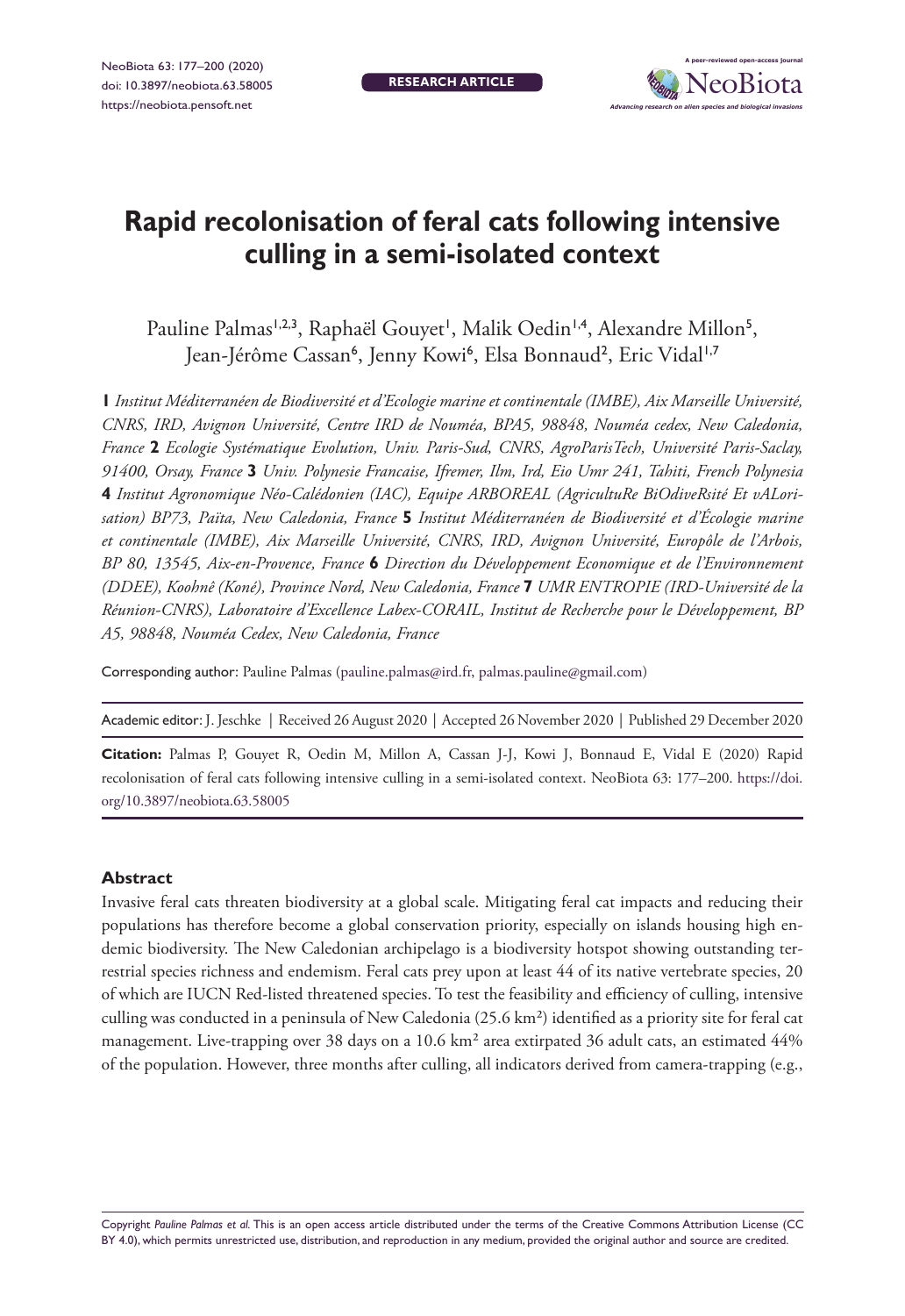# Rapid recolonisation of feral cats following intensive culling in a semi-isolated context

Pauline Palmas[1,2,3], Raphaël Gouyet[1], Malik Oedin[1,4], Alexandre Millon[5], Jean-Jérôme Cassan[6], Jenny Kowi[6], Elsa Bonnaud[2], Eric Vidal[1,7]

**1** *Institut Méditerranéen de Biodiversité et d'Ecologie marine et continentale (IMBE), Aix Marseille Université, CNRS, IRD, Avignon Université, Centre IRD de Nouméa, BPA5, 98848, Nouméa cedex, New Caledonia, France* **2** *Ecologie Systématique Evolution, Univ. Paris-Sud, CNRS, AgroParisTech, Université Paris-Saclay, 91400, Orsay, France* **3** *Univ. Polynesie Francaise, Ifremer, Ilm, Ird, Eio Umr 241, Tahiti, French Polynesia* **4** *Institut Agronomique Néo-Calédonien (IAC), Equipe ARBOREAL (AgricultuRe BiOdiveRsité Et vALorisation) BP73, Païta, New Caledonia, France* **5** *Institut Méditerranéen de Biodiversité et d'Écologie marine et continentale (IMBE), Aix Marseille Université, CNRS, IRD, Avignon Université, Europôle de l'Arbois, BP 80, 13545, Aix-en-Provence, France* **6** *Direction du Développement Economique et de l'Environnement (DDEE), Koohnê (Koné), Province Nord, New Caledonia, France* **7** *UMR ENTROPIE (IRD-Université de la Réunion-CNRS), Laboratoire d'Excellence Labex-CORAIL, Institut de Recherche pour le Développement, BP A5, 98848, Nouméa Cedex, New Caledonia, France*

Corresponding author: Pauline Palmas (pauline.palmas@ird.fr, palmas.pauline@gmail.com)

Academic editor: J. Jeschke | Received 26 August 2020 | Accepted 26 November 2020 | Published 29 December 2020

**Citation:** Palmas P, Gouyet R, Oedin M, Millon A, Cassan J-J, Kowi J, Bonnaud E, Vidal E (2020) Rapid recolonisation of feral cats following intensive culling in a semi-isolated context. NeoBiota 63: 177–200. https://doi.org/10.3897/neobiota.63.58005

## Abstract

Invasive feral cats threaten biodiversity at a global scale. Mitigating feral cat impacts and reducing their populations has therefore become a global conservation priority, especially on islands housing high endemic biodiversity. The New Caledonian archipelago is a biodiversity hotspot showing outstanding terrestrial species richness and endemism. Feral cats prey upon at least 44 of its native vertebrate species, 20 of which are IUCN Red-listed threatened species. To test the feasibility and efficiency of culling, intensive culling was conducted in a peninsula of New Caledonia (25.6 km²) identified as a priority site for feral cat management. Live-trapping over 38 days on a 10.6 km² area extirpated 36 adult cats, an estimated 44% of the population. However, three months after culling, all indicators derived from camera-trapping (e.g.,

Copyright *Pauline Palmas et al.* This is an open access article distributed under the terms of the Creative Commons Attribution License (CC BY 4.0), which permits unrestricted use, distribution, and reproduction in any medium, provided the original author and source are credited.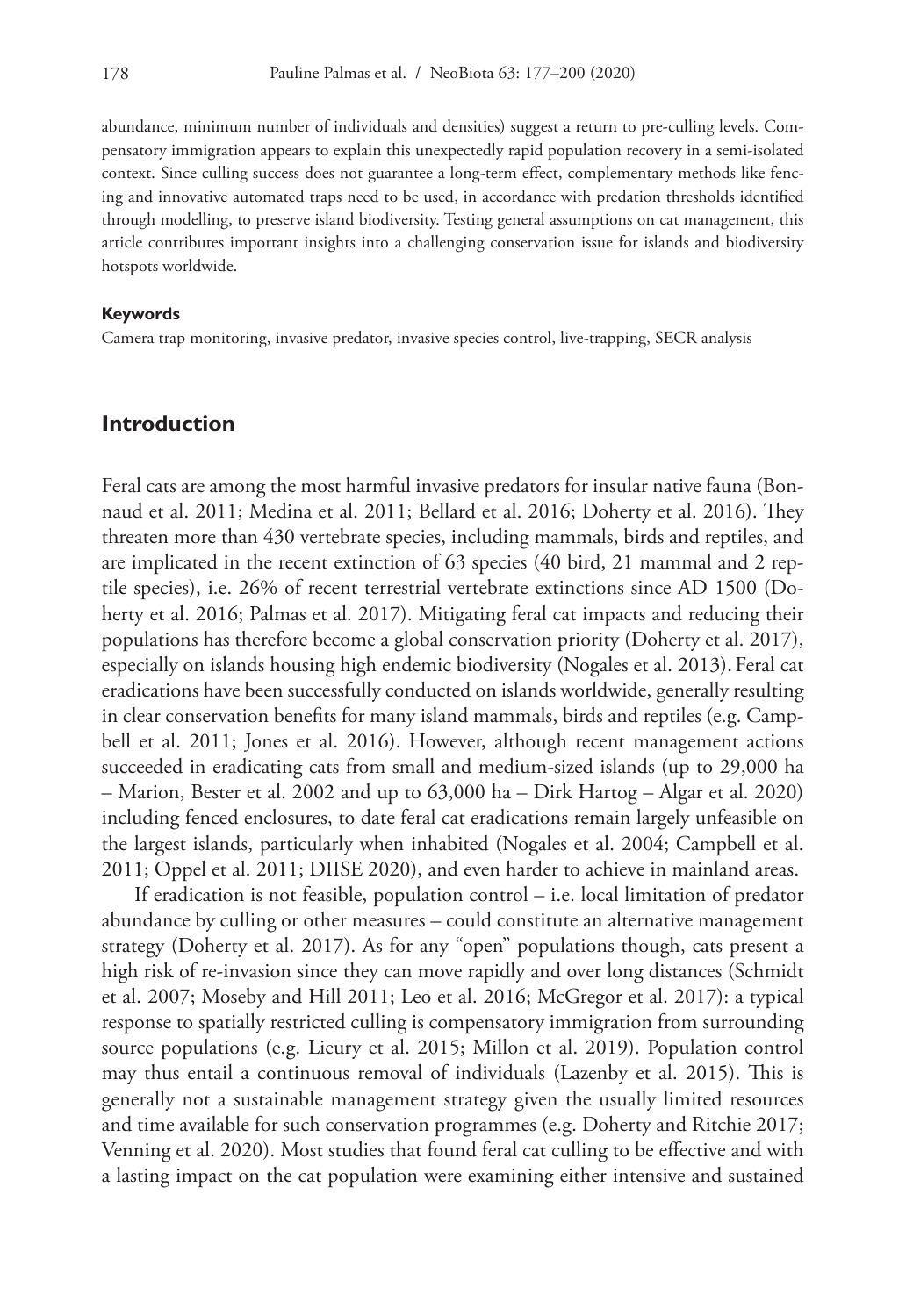abundance, minimum number of individuals and densities) suggest a return to pre-culling levels. Compensatory immigration appears to explain this unexpectedly rapid population recovery in a semi-isolated context. Since culling success does not guarantee a long-term effect, complementary methods like fencing and innovative automated traps need to be used, in accordance with predation thresholds identified through modelling, to preserve island biodiversity. Testing general assumptions on cat management, this article contributes important insights into a challenging conservation issue for islands and biodiversity hotspots worldwide.

#### Keywords

Camera trap monitoring, invasive predator, invasive species control, live-trapping, SECR analysis

## Introduction

Feral cats are among the most harmful invasive predators for insular native fauna (Bonnaud et al. 2011; Medina et al. 2011; Bellard et al. 2016; Doherty et al. 2016). They threaten more than 430 vertebrate species, including mammals, birds and reptiles, and are implicated in the recent extinction of 63 species (40 bird, 21 mammal and 2 reptile species), i.e. 26% of recent terrestrial vertebrate extinctions since AD 1500 (Doherty et al. 2016; Palmas et al. 2017). Mitigating feral cat impacts and reducing their populations has therefore become a global conservation priority (Doherty et al. 2017), especially on islands housing high endemic biodiversity (Nogales et al. 2013). Feral cat eradications have been successfully conducted on islands worldwide, generally resulting in clear conservation benefits for many island mammals, birds and reptiles (e.g. Campbell et al. 2011; Jones et al. 2016). However, although recent management actions succeeded in eradicating cats from small and medium-sized islands (up to 29,000 ha – Marion, Bester et al. 2002 and up to 63,000 ha – Dirk Hartog – Algar et al. 2020) including fenced enclosures, to date feral cat eradications remain largely unfeasible on the largest islands, particularly when inhabited (Nogales et al. 2004; Campbell et al. 2011; Oppel et al. 2011; DIISE 2020), and even harder to achieve in mainland areas.

If eradication is not feasible, population control – i.e. local limitation of predator abundance by culling or other measures – could constitute an alternative management strategy (Doherty et al. 2017). As for any "open" populations though, cats present a high risk of re-invasion since they can move rapidly and over long distances (Schmidt et al. 2007; Moseby and Hill 2011; Leo et al. 2016; McGregor et al. 2017): a typical response to spatially restricted culling is compensatory immigration from surrounding source populations (e.g. Lieury et al. 2015; Millon et al. 2019). Population control may thus entail a continuous removal of individuals (Lazenby et al. 2015). This is generally not a sustainable management strategy given the usually limited resources and time available for such conservation programmes (e.g. Doherty and Ritchie 2017; Venning et al. 2020). Most studies that found feral cat culling to be effective and with a lasting impact on the cat population were examining either intensive and sustained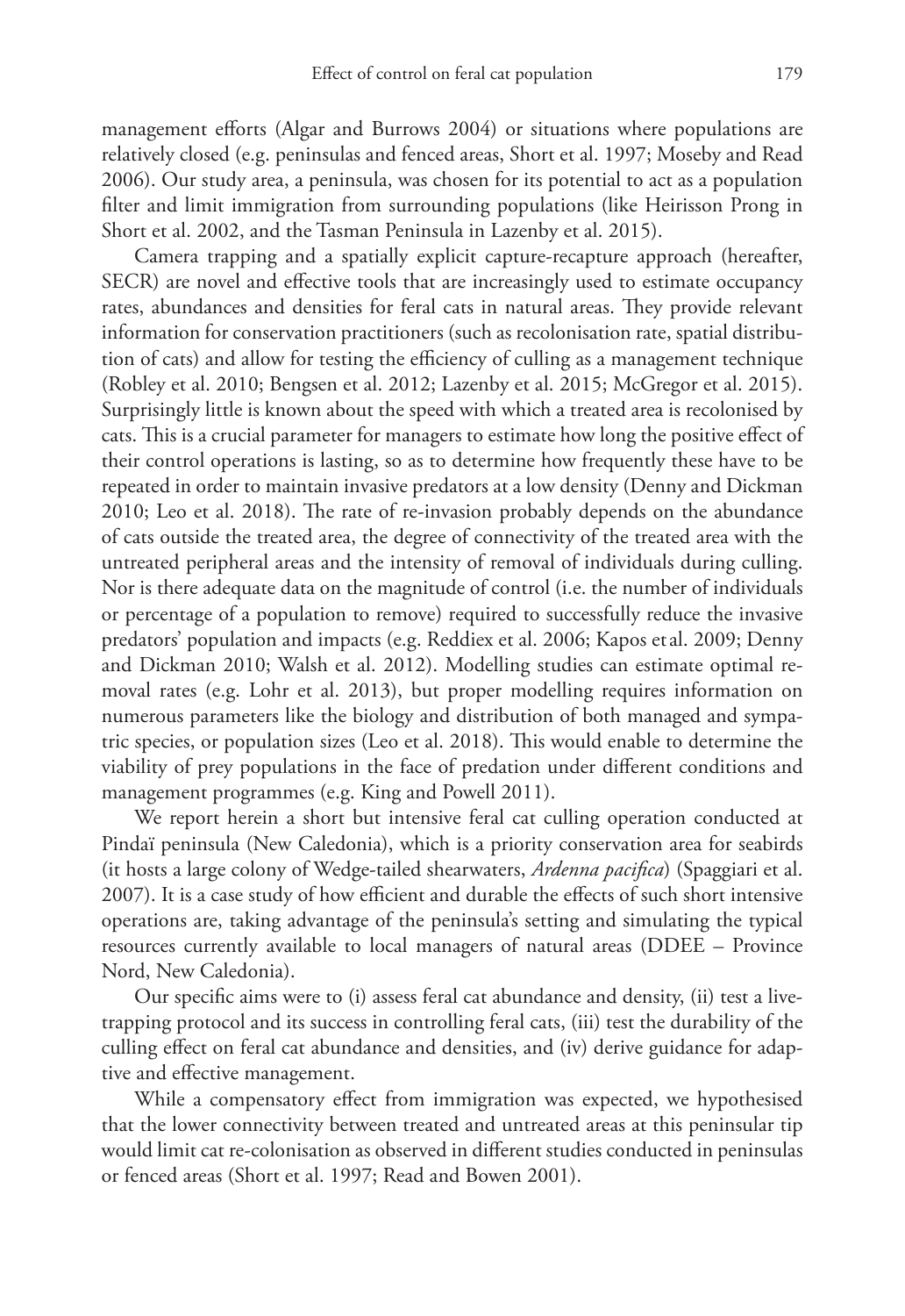management efforts (Algar and Burrows 2004) or situations where populations are relatively closed (e.g. peninsulas and fenced areas, Short et al. 1997; Moseby and Read 2006). Our study area, a peninsula, was chosen for its potential to act as a population filter and limit immigration from surrounding populations (like Heirisson Prong in Short et al. 2002, and the Tasman Peninsula in Lazenby et al. 2015).

Camera trapping and a spatially explicit capture-recapture approach (hereafter, SECR) are novel and effective tools that are increasingly used to estimate occupancy rates, abundances and densities for feral cats in natural areas. They provide relevant information for conservation practitioners (such as recolonisation rate, spatial distribution of cats) and allow for testing the efficiency of culling as a management technique (Robley et al. 2010; Bengsen et al. 2012; Lazenby et al. 2015; McGregor et al. 2015). Surprisingly little is known about the speed with which a treated area is recolonised by cats. This is a crucial parameter for managers to estimate how long the positive effect of their control operations is lasting, so as to determine how frequently these have to be repeated in order to maintain invasive predators at a low density (Denny and Dickman 2010; Leo et al. 2018). The rate of re-invasion probably depends on the abundance of cats outside the treated area, the degree of connectivity of the treated area with the untreated peripheral areas and the intensity of removal of individuals during culling. Nor is there adequate data on the magnitude of control (i.e. the number of individuals or percentage of a population to remove) required to successfully reduce the invasive predators' population and impacts (e.g. Reddiex et al. 2006; Kapos et al. 2009; Denny and Dickman 2010; Walsh et al. 2012). Modelling studies can estimate optimal removal rates (e.g. Lohr et al. 2013), but proper modelling requires information on numerous parameters like the biology and distribution of both managed and sympatric species, or population sizes (Leo et al. 2018). This would enable to determine the viability of prey populations in the face of predation under different conditions and management programmes (e.g. King and Powell 2011).

We report herein a short but intensive feral cat culling operation conducted at Pindaï peninsula (New Caledonia), which is a priority conservation area for seabirds (it hosts a large colony of Wedge-tailed shearwaters, *Ardenna pacifica*) (Spaggiari et al. 2007). It is a case study of how efficient and durable the effects of such short intensive operations are, taking advantage of the peninsula's setting and simulating the typical resources currently available to local managers of natural areas (DDEE – Province Nord, New Caledonia).

Our specific aims were to (i) assess feral cat abundance and density, (ii) test a live-trapping protocol and its success in controlling feral cats, (iii) test the durability of the culling effect on feral cat abundance and densities, and (iv) derive guidance for adaptive and effective management.

While a compensatory effect from immigration was expected, we hypothesised that the lower connectivity between treated and untreated areas at this peninsular tip would limit cat re-colonisation as observed in different studies conducted in peninsulas or fenced areas (Short et al. 1997; Read and Bowen 2001).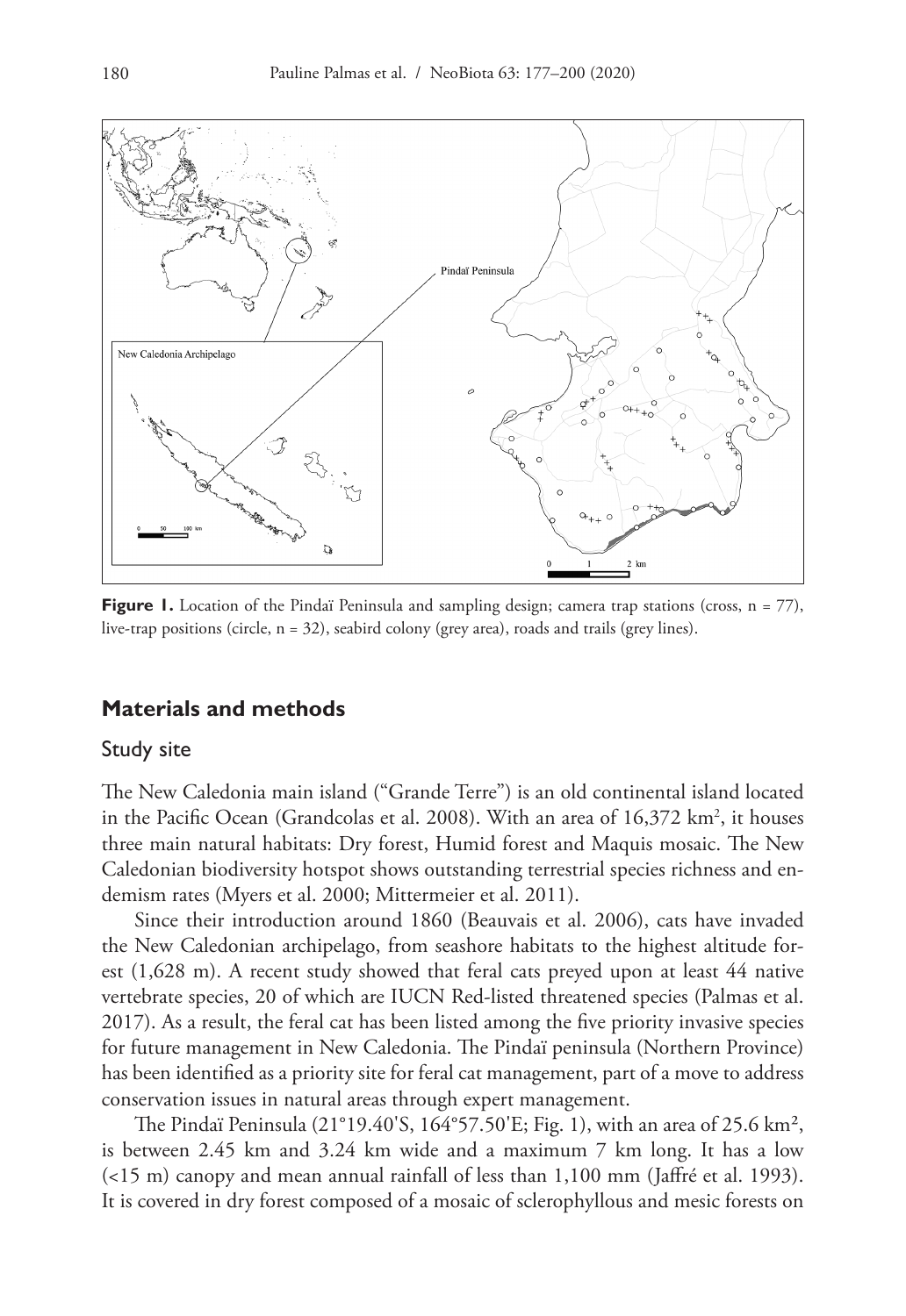**Figure 1.** Location of the Pindaï Peninsula and sampling design; camera trap stations (cross, n = 77), live-trap positions (circle, n = 32), seabird colony (grey area), roads and trails (grey lines).

## Materials and methods

### Study site

The New Caledonia main island ("Grande Terre") is an old continental island located in the Pacific Ocean (Grandcolas et al. 2008). With an area of 16,372 km², it houses three main natural habitats: Dry forest, Humid forest and Maquis mosaic. The New Caledonian biodiversity hotspot shows outstanding terrestrial species richness and endemism rates (Myers et al. 2000; Mittermeier et al. 2011).

Since their introduction around 1860 (Beauvais et al. 2006), cats have invaded the New Caledonian archipelago, from seashore habitats to the highest altitude forest (1,628 m). A recent study showed that feral cats preyed upon at least 44 native vertebrate species, 20 of which are IUCN Red-listed threatened species (Palmas et al. 2017). As a result, the feral cat has been listed among the five priority invasive species for future management in New Caledonia. The Pindaï peninsula (Northern Province) has been identified as a priority site for feral cat management, part of a move to address conservation issues in natural areas through expert management.

The Pindaï Peninsula (21°19.40'S, 164°57.50'E; Fig. 1), with an area of 25.6 km², is between 2.45 km and 3.24 km wide and a maximum 7 km long. It has a low (<15 m) canopy and mean annual rainfall of less than 1,100 mm (Jaffré et al. 1993). It is covered in dry forest composed of a mosaic of sclerophyllous and mesic forests on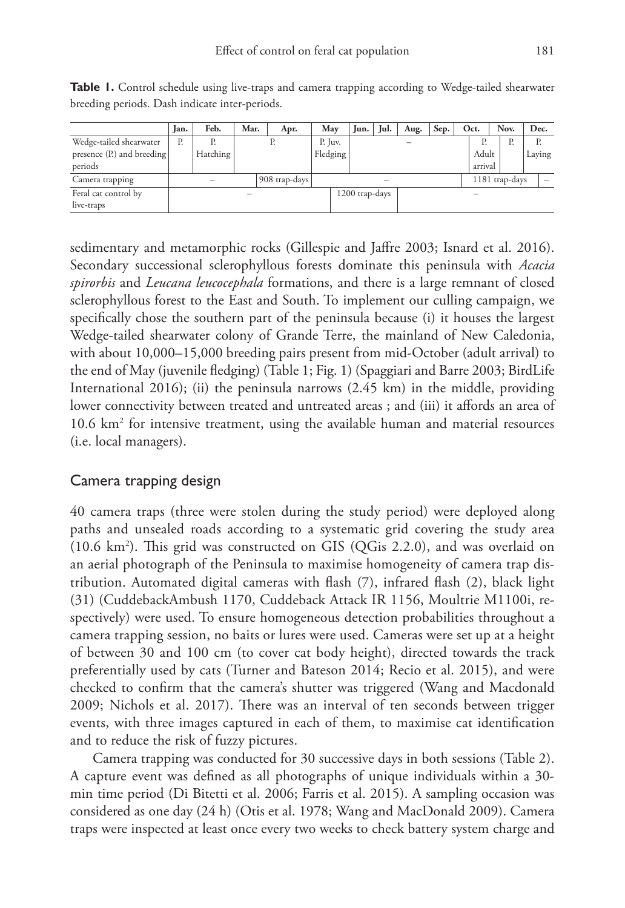**Table 1.** Control schedule using live-traps and camera trapping according to Wedge-tailed shearwater breeding periods. Dash indicate inter-periods.

| | Jan. | Feb. | Mar. | Apr. | May | Jun. | Jul. | Aug. | Sep. | Oct. | Nov. | Dec. |
|---|---|---|---|---|---|---|---|---|---|---|---|---|
| Wedge-tailed shearwater presence (P.) and breeding periods | P. | P. Hatching | P. | | P. Juv. Fledging | – | | | | P. Adult arrival | P. | P. Laying |
| Camera trapping | – | | | 908 trap-days | – | | | | | 1181 trap-days | | – |
| Feral cat control by live-traps | – | | | | | 1200 trap-days | | – | | | | |

sedimentary and metamorphic rocks (Gillespie and Jaffre 2003; Isnard et al. 2016). Secondary successional sclerophyllous forests dominate this peninsula with *Acacia spirorbis* and *Leucana leucocephala* formations, and there is a large remnant of closed sclerophyllous forest to the East and South. To implement our culling campaign, we specifically chose the southern part of the peninsula because (i) it houses the largest Wedge-tailed shearwater colony of Grande Terre, the mainland of New Caledonia, with about 10,000–15,000 breeding pairs present from mid-October (adult arrival) to the end of May (juvenile fledging) (Table 1; Fig. 1) (Spaggiari and Barre 2003; BirdLife International 2016); (ii) the peninsula narrows (2.45 km) in the middle, providing lower connectivity between treated and untreated areas ; and (iii) it affords an area of 10.6 $km^2$ for intensive treatment, using the available human and material resources (i.e. local managers).

## Camera trapping design

40 camera traps (three were stolen during the study period) were deployed along paths and unsealed roads according to a systematic grid covering the study area (10.6 $km^2$). This grid was constructed on GIS (QGis 2.2.0), and was overlaid on an aerial photograph of the Peninsula to maximise homogeneity of camera trap distribution. Automated digital cameras with flash (7), infrared flash (2), black light (31) (CuddebackAmbush 1170, Cuddeback Attack IR 1156, Moultrie M1100i, respectively) were used. To ensure homogeneous detection probabilities throughout a camera trapping session, no baits or lures were used. Cameras were set up at a height of between 30 and 100 cm (to cover cat body height), directed towards the track preferentially used by cats (Turner and Bateson 2014; Recio et al. 2015), and were checked to confirm that the camera's shutter was triggered (Wang and Macdonald 2009; Nichols et al. 2017). There was an interval of ten seconds between trigger events, with three images captured in each of them, to maximise cat identification and to reduce the risk of fuzzy pictures.

Camera trapping was conducted for 30 successive days in both sessions (Table 2). A capture event was defined as all photographs of unique individuals within a 30-min time period (Di Bitetti et al. 2006; Farris et al. 2015). A sampling occasion was considered as one day (24 h) (Otis et al. 1978; Wang and MacDonald 2009). Camera traps were inspected at least once every two weeks to check battery system charge and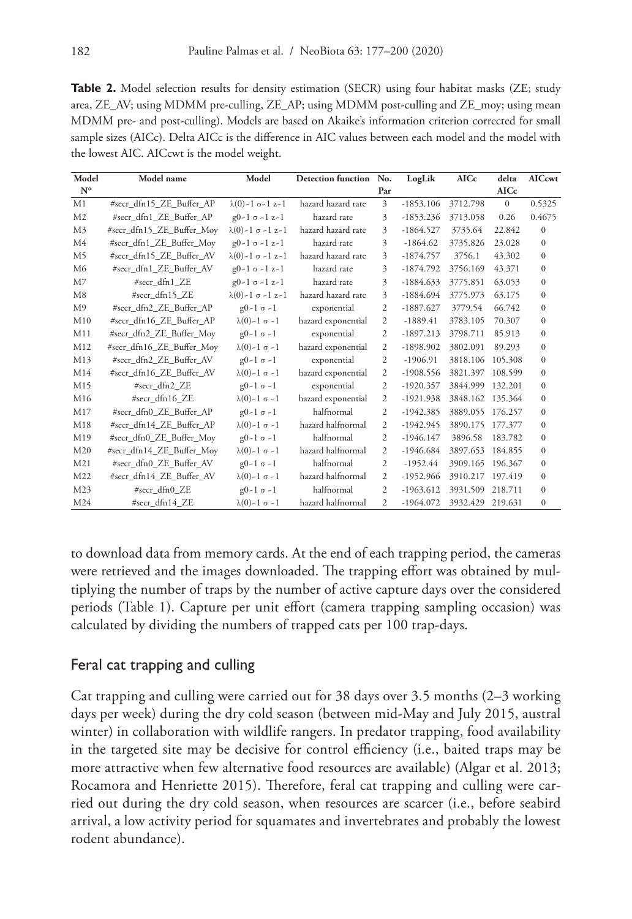**Table 2.** Model selection results for density estimation (SECR) using four habitat masks (ZE; study area, ZE_AV; using MDMM pre-culling, ZE_AP; using MDMM post-culling and ZE_moy; using mean MDMM pre- and post-culling). Models are based on Akaike's information criterion corrected for small sample sizes (AICc). Delta AICc is the difference in AIC values between each model and the model with the lowest AIC. AICcwt is the model weight.

| Model N° | Model name | Model | Detection function | No. Par | LogLik | AICc | delta AICc | AICcwt |
|---|---|---|---|---|---|---|---|---|
| M1 | #secr_dfn15_ZE_Buffer_AP | $\lambda(0)\sim1\ \sigma\sim1\ z\sim1$ | hazard hazard rate | 3 | -1853.106 | 3712.798 | 0 | 0.5325 |
| M2 | #secr_dfn1_ZE_Buffer_AP | $g0\sim1\ \sigma\sim1\ z\sim1$ | hazard rate | 3 | -1853.236 | 3713.058 | 0.26 | 0.4675 |
| M3 | #secr_dfn15_ZE_Buffer_Moy | $\lambda(0)\sim1\ \sigma\sim1\ z\sim1$ | hazard hazard rate | 3 | -1864.527 | 3735.64 | 22.842 | 0 |
| M4 | #secr_dfn1_ZE_Buffer_Moy | $g0\sim1\ \sigma\sim1\ z\sim1$ | hazard rate | 3 | -1864.62 | 3735.826 | 23.028 | 0 |
| M5 | #secr_dfn15_ZE_Buffer_AV | $\lambda(0)\sim1\ \sigma\sim1\ z\sim1$ | hazard hazard rate | 3 | -1874.757 | 3756.1 | 43.302 | 0 |
| M6 | #secr_dfn1_ZE_Buffer_AV | $g0\sim1\ \sigma\sim1\ z\sim1$ | hazard rate | 3 | -1874.792 | 3756.169 | 43.371 | 0 |
| M7 | #secr_dfn1_ZE | $g0\sim1\ \sigma\sim1\ z\sim1$ | hazard rate | 3 | -1884.633 | 3775.851 | 63.053 | 0 |
| M8 | #secr_dfn15_ZE | $\lambda(0)\sim1\ \sigma\sim1\ z\sim1$ | hazard hazard rate | 3 | -1884.694 | 3775.973 | 63.175 | 0 |
| M9 | #secr_dfn2_ZE_Buffer_AP | $g0\sim1\ \sigma\sim1$ | exponential | 2 | -1887.627 | 3779.54 | 66.742 | 0 |
| M10 | #secr_dfn16_ZE_Buffer_AP | $\lambda(0)\sim1\ \sigma\sim1$ | hazard exponential | 2 | -1889.41 | 3783.105 | 70.307 | 0 |
| M11 | #secr_dfn2_ZE_Buffer_Moy | $g0\sim1\ \sigma\sim1$ | exponential | 2 | -1897.213 | 3798.711 | 85.913 | 0 |
| M12 | #secr_dfn16_ZE_Buffer_Moy | $\lambda(0)\sim1\ \sigma\sim1$ | hazard exponential | 2 | -1898.902 | 3802.091 | 89.293 | 0 |
| M13 | #secr_dfn2_ZE_Buffer_AV | $g0\sim1\ \sigma\sim1$ | exponential | 2 | -1906.91 | 3818.106 | 105.308 | 0 |
| M14 | #secr_dfn16_ZE_Buffer_AV | $\lambda(0)\sim1\ \sigma\sim1$ | hazard exponential | 2 | -1908.556 | 3821.397 | 108.599 | 0 |
| M15 | #secr_dfn2_ZE | $g0\sim1\ \sigma\sim1$ | exponential | 2 | -1920.357 | 3844.999 | 132.201 | 0 |
| M16 | #secr_dfn16_ZE | $\lambda(0)\sim1\ \sigma\sim1$ | hazard exponential | 2 | -1921.938 | 3848.162 | 135.364 | 0 |
| M17 | #secr_dfn0_ZE_Buffer_AP | $g0\sim1\ \sigma\sim1$ | halfnormal | 2 | -1942.385 | 3889.055 | 176.257 | 0 |
| M18 | #secr_dfn14_ZE_Buffer_AP | $\lambda(0)\sim1\ \sigma\sim1$ | hazard halfnormal | 2 | -1942.945 | 3890.175 | 177.377 | 0 |
| M19 | #secr_dfn0_ZE_Buffer_Moy | $g0\sim1\ \sigma\sim1$ | halfnormal | 2 | -1946.147 | 3896.58 | 183.782 | 0 |
| M20 | #secr_dfn14_ZE_Buffer_Moy | $\lambda(0)\sim1\ \sigma\sim1$ | hazard halfnormal | 2 | -1946.684 | 3897.653 | 184.855 | 0 |
| M21 | #secr_dfn0_ZE_Buffer_AV | $g0\sim1\ \sigma\sim1$ | halfnormal | 2 | -1952.44 | 3909.165 | 196.367 | 0 |
| M22 | #secr_dfn14_ZE_Buffer_AV | $\lambda(0)\sim1\ \sigma\sim1$ | hazard halfnormal | 2 | -1952.966 | 3910.217 | 197.419 | 0 |
| M23 | #secr_dfn0_ZE | $g0\sim1\ \sigma\sim1$ | halfnormal | 2 | -1963.612 | 3931.509 | 218.711 | 0 |
| M24 | #secr_dfn14_ZE | $\lambda(0)\sim1\ \sigma\sim1$ | hazard halfnormal | 2 | -1964.072 | 3932.429 | 219.631 | 0 |

to download data from memory cards. At the end of each trapping period, the cameras were retrieved and the images downloaded. The trapping effort was obtained by multiplying the number of traps by the number of active capture days over the considered periods (Table 1). Capture per unit effort (camera trapping sampling occasion) was calculated by dividing the numbers of trapped cats per 100 trap-days.

## Feral cat trapping and culling

Cat trapping and culling were carried out for 38 days over 3.5 months (2–3 working days per week) during the dry cold season (between mid-May and July 2015, austral winter) in collaboration with wildlife rangers. In predator trapping, food availability in the targeted site may be decisive for control efficiency (i.e., baited traps may be more attractive when few alternative food resources are available) (Algar et al. 2013; Rocamora and Henriette 2015). Therefore, feral cat trapping and culling were carried out during the dry cold season, when resources are scarcer (i.e., before seabird arrival, a low activity period for squamates and invertebrates and probably the lowest rodent abundance).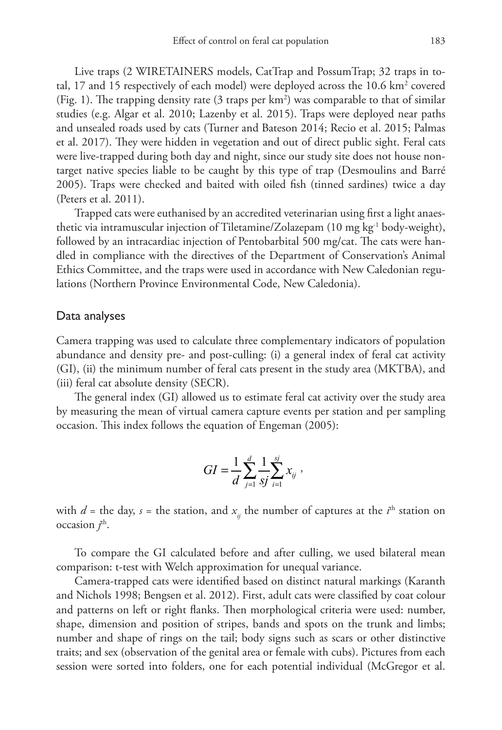Live traps (2 WIRETAINERS models, CatTrap and PossumTrap; 32 traps in total, 17 and 15 respectively of each model) were deployed across the 10.6 km$^2$ covered (Fig. 1). The trapping density rate (3 traps per km$^2$) was comparable to that of similar studies (e.g. Algar et al. 2010; Lazenby et al. 2015). Traps were deployed near paths and unsealed roads used by cats (Turner and Bateson 2014; Recio et al. 2015; Palmas et al. 2017). They were hidden in vegetation and out of direct public sight. Feral cats were live-trapped during both day and night, since our study site does not house non-target native species liable to be caught by this type of trap (Desmoulins and Barré 2005). Traps were checked and baited with oiled fish (tinned sardines) twice a day (Peters et al. 2011).

Trapped cats were euthanised by an accredited veterinarian using first a light anaesthetic via intramuscular injection of Tiletamine/Zolazepam (10 mg kg$^{-1}$ body-weight), followed by an intracardiac injection of Pentobarbital 500 mg/cat. The cats were handled in compliance with the directives of the Department of Conservation's Animal Ethics Committee, and the traps were used in accordance with New Caledonian regulations (Northern Province Environmental Code, New Caledonia).

## Data analyses

Camera trapping was used to calculate three complementary indicators of population abundance and density pre- and post-culling: (i) a general index of feral cat activity (GI), (ii) the minimum number of feral cats present in the study area (MKTBA), and (iii) feral cat absolute density (SECR).

The general index (GI) allowed us to estimate feral cat activity over the study area by measuring the mean of virtual camera capture events per station and per sampling occasion. This index follows the equation of Engeman (2005):

$$GI = \frac{1}{d}\sum_{j=1}^{d}\frac{1}{sj}\sum_{i=1}^{sj}x_{ij} \; ,$$

with $d$ = the day, $s$ = the station, and $x_{ij}$ the number of captures at the $i^{\text{th}}$ station on occasion $j^{\text{th}}$.

To compare the GI calculated before and after culling, we used bilateral mean comparison: t-test with Welch approximation for unequal variance.

Camera-trapped cats were identified based on distinct natural markings (Karanth and Nichols 1998; Bengsen et al. 2012). First, adult cats were classified by coat colour and patterns on left or right flanks. Then morphological criteria were used: number, shape, dimension and position of stripes, bands and spots on the trunk and limbs; number and shape of rings on the tail; body signs such as scars or other distinctive traits; and sex (observation of the genital area or female with cubs). Pictures from each session were sorted into folders, one for each potential individual (McGregor et al.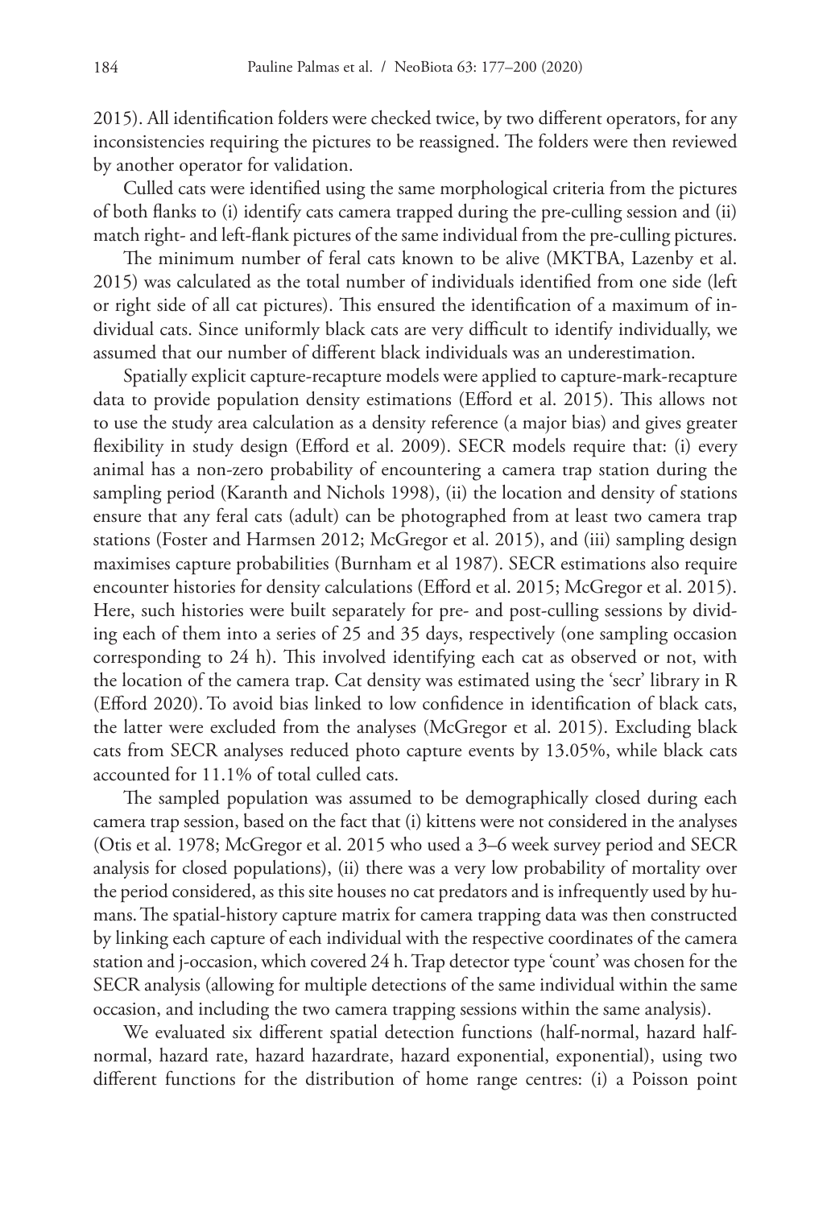2015). All identification folders were checked twice, by two different operators, for any inconsistencies requiring the pictures to be reassigned. The folders were then reviewed by another operator for validation.

Culled cats were identified using the same morphological criteria from the pictures of both flanks to (i) identify cats camera trapped during the pre-culling session and (ii) match right- and left-flank pictures of the same individual from the pre-culling pictures.

The minimum number of feral cats known to be alive (MKTBA, Lazenby et al. 2015) was calculated as the total number of individuals identified from one side (left or right side of all cat pictures). This ensured the identification of a maximum of individual cats. Since uniformly black cats are very difficult to identify individually, we assumed that our number of different black individuals was an underestimation.

Spatially explicit capture-recapture models were applied to capture-mark-recapture data to provide population density estimations (Efford et al. 2015). This allows not to use the study area calculation as a density reference (a major bias) and gives greater flexibility in study design (Efford et al. 2009). SECR models require that: (i) every animal has a non-zero probability of encountering a camera trap station during the sampling period (Karanth and Nichols 1998), (ii) the location and density of stations ensure that any feral cats (adult) can be photographed from at least two camera trap stations (Foster and Harmsen 2012; McGregor et al. 2015), and (iii) sampling design maximises capture probabilities (Burnham et al 1987). SECR estimations also require encounter histories for density calculations (Efford et al. 2015; McGregor et al. 2015). Here, such histories were built separately for pre- and post-culling sessions by dividing each of them into a series of 25 and 35 days, respectively (one sampling occasion corresponding to 24 h). This involved identifying each cat as observed or not, with the location of the camera trap. Cat density was estimated using the 'secr' library in R (Efford 2020). To avoid bias linked to low confidence in identification of black cats, the latter were excluded from the analyses (McGregor et al. 2015). Excluding black cats from SECR analyses reduced photo capture events by 13.05%, while black cats accounted for 11.1% of total culled cats.

The sampled population was assumed to be demographically closed during each camera trap session, based on the fact that (i) kittens were not considered in the analyses (Otis et al. 1978; McGregor et al. 2015 who used a 3–6 week survey period and SECR analysis for closed populations), (ii) there was a very low probability of mortality over the period considered, as this site houses no cat predators and is infrequently used by humans. The spatial-history capture matrix for camera trapping data was then constructed by linking each capture of each individual with the respective coordinates of the camera station and j-occasion, which covered 24 h. Trap detector type 'count' was chosen for the SECR analysis (allowing for multiple detections of the same individual within the same occasion, and including the two camera trapping sessions within the same analysis).

We evaluated six different spatial detection functions (half-normal, hazard half-normal, hazard rate, hazard hazardrate, hazard exponential, exponential), using two different functions for the distribution of home range centres: (i) a Poisson point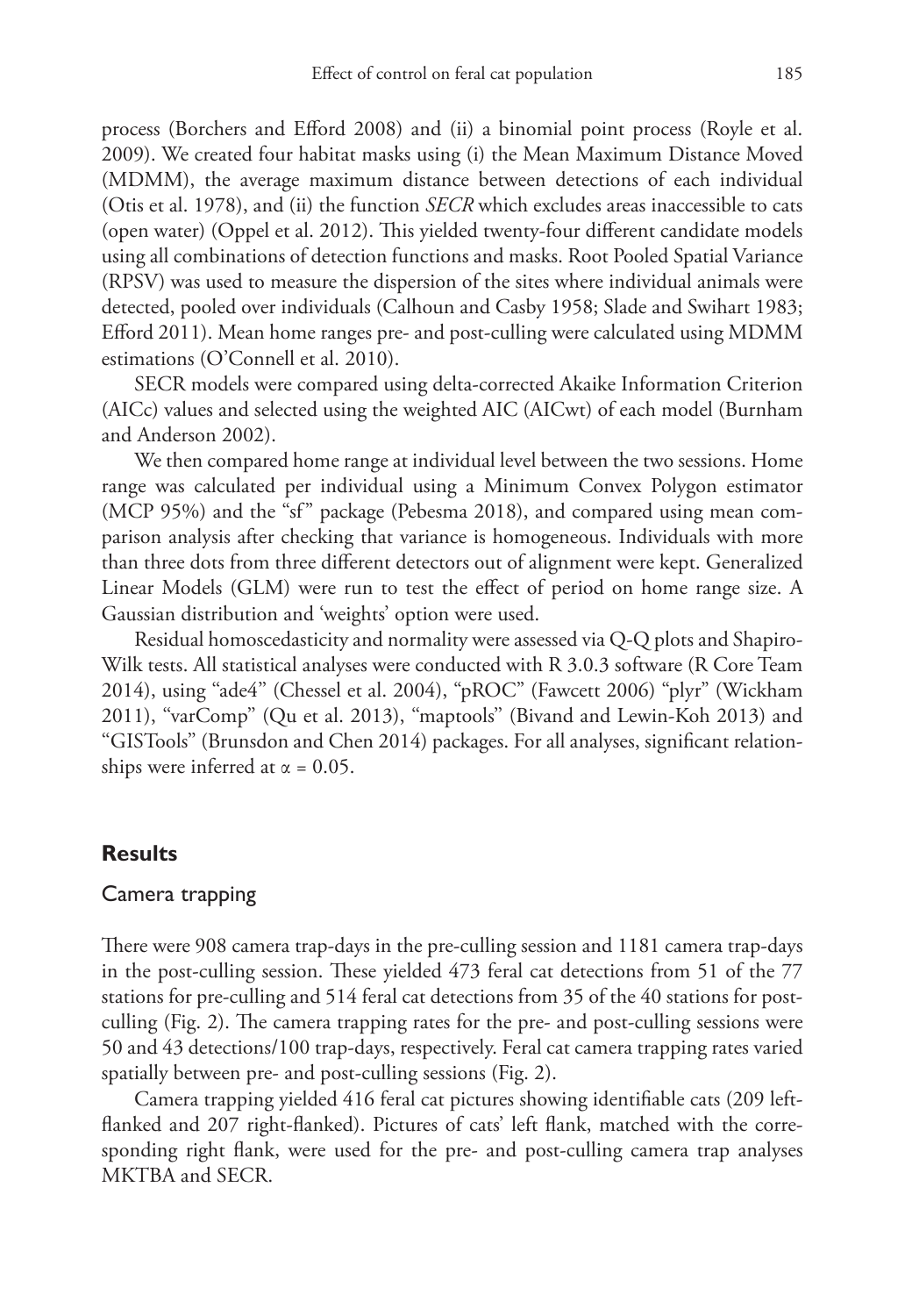process (Borchers and Efford 2008) and (ii) a binomial point process (Royle et al. 2009). We created four habitat masks using (i) the Mean Maximum Distance Moved (MDMM), the average maximum distance between detections of each individual (Otis et al. 1978), and (ii) the function *SECR* which excludes areas inaccessible to cats (open water) (Oppel et al. 2012). This yielded twenty-four different candidate models using all combinations of detection functions and masks. Root Pooled Spatial Variance (RPSV) was used to measure the dispersion of the sites where individual animals were detected, pooled over individuals (Calhoun and Casby 1958; Slade and Swihart 1983; Efford 2011). Mean home ranges pre- and post-culling were calculated using MDMM estimations (O'Connell et al. 2010).

SECR models were compared using delta-corrected Akaike Information Criterion (AICc) values and selected using the weighted AIC (AICwt) of each model (Burnham and Anderson 2002).

We then compared home range at individual level between the two sessions. Home range was calculated per individual using a Minimum Convex Polygon estimator (MCP 95%) and the "sf" package (Pebesma 2018), and compared using mean comparison analysis after checking that variance is homogeneous. Individuals with more than three dots from three different detectors out of alignment were kept. Generalized Linear Models (GLM) were run to test the effect of period on home range size. A Gaussian distribution and 'weights' option were used.

Residual homoscedasticity and normality were assessed via Q-Q plots and Shapiro-Wilk tests. All statistical analyses were conducted with R 3.0.3 software (R Core Team 2014), using "ade4" (Chessel et al. 2004), "pROC" (Fawcett 2006) "plyr" (Wickham 2011), "varComp" (Qu et al. 2013), "maptools" (Bivand and Lewin-Koh 2013) and "GISTools" (Brunsdon and Chen 2014) packages. For all analyses, significant relationships were inferred at $\alpha = 0.05$.

## Results

### Camera trapping

There were 908 camera trap-days in the pre-culling session and 1181 camera trap-days in the post-culling session. These yielded 473 feral cat detections from 51 of the 77 stations for pre-culling and 514 feral cat detections from 35 of the 40 stations for post-culling (Fig. 2). The camera trapping rates for the pre- and post-culling sessions were 50 and 43 detections/100 trap-days, respectively. Feral cat camera trapping rates varied spatially between pre- and post-culling sessions (Fig. 2).

Camera trapping yielded 416 feral cat pictures showing identifiable cats (209 left-flanked and 207 right-flanked). Pictures of cats' left flank, matched with the corresponding right flank, were used for the pre- and post-culling camera trap analyses MKTBA and SECR.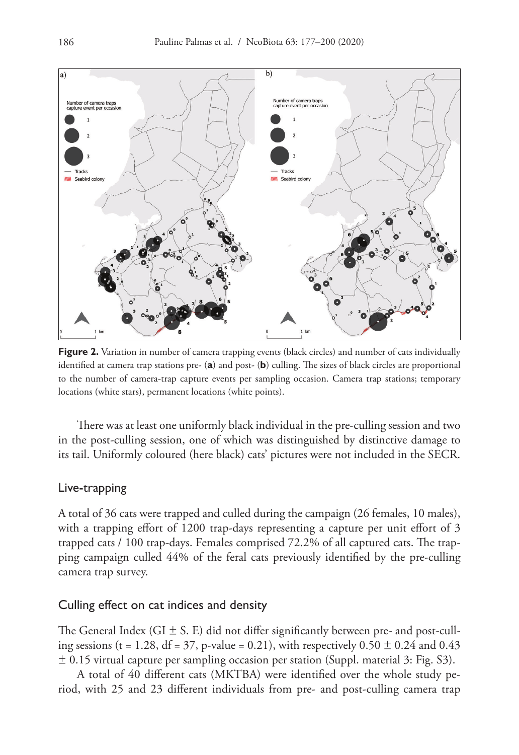**Figure 2.** Variation in number of camera trapping events (black circles) and number of cats individually identified at camera trap stations pre- (**a**) and post- (**b**) culling. The sizes of black circles are proportional to the number of camera-trap capture events per sampling occasion. Camera trap stations; temporary locations (white stars), permanent locations (white points).

There was at least one uniformly black individual in the pre-culling session and two in the post-culling session, one of which was distinguished by distinctive damage to its tail. Uniformly coloured (here black) cats' pictures were not included in the SECR.

## Live-trapping

A total of 36 cats were trapped and culled during the campaign (26 females, 10 males), with a trapping effort of 1200 trap-days representing a capture per unit effort of 3 trapped cats / 100 trap-days. Females comprised 72.2% of all captured cats. The trapping campaign culled 44% of the feral cats previously identified by the pre-culling camera trap survey.

## Culling effect on cat indices and density

The General Index (GI $\pm$ S. E) did not differ significantly between pre- and post-culling sessions ($t = 1.28$, $df = 37$, p-value = 0.21), with respectively $0.50 \pm 0.24$ and $0.43 \pm 0.15$ virtual capture per sampling occasion per station (Suppl. material 3: Fig. S3).

A total of 40 different cats (MKTBA) were identified over the whole study period, with 25 and 23 different individuals from pre- and post-culling camera trap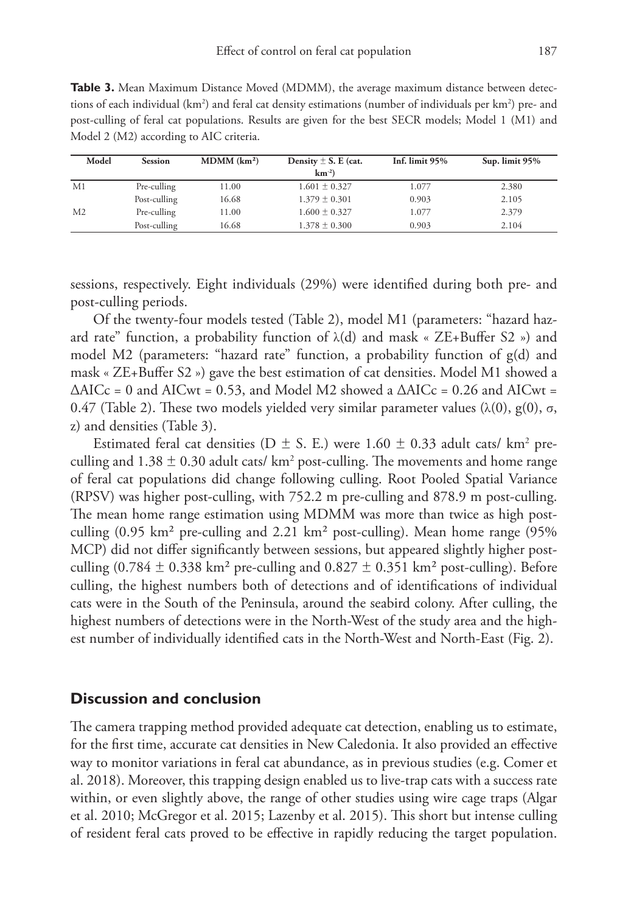**Table 3.** Mean Maximum Distance Moved (MDMM), the average maximum distance between detections of each individual ($km^2$) and feral cat density estimations (number of individuals per $km^2$) pre- and post-culling of feral cat populations. Results are given for the best SECR models; Model 1 (M1) and Model 2 (M2) according to AIC criteria.

| Model | Session | MDMM ($km^2$) | Density ± S. E (cat. $km^{-2}$) | Inf. limit 95% | Sup. limit 95% |
|---|---|---|---|---|---|
| M1 | Pre-culling | 11.00 | 1.601 ± 0.327 | 1.077 | 2.380 |
| | Post-culling | 16.68 | 1.379 ± 0.301 | 0.903 | 2.105 |
| M2 | Pre-culling | 11.00 | 1.600 ± 0.327 | 1.077 | 2.379 |
| | Post-culling | 16.68 | 1.378 ± 0.300 | 0.903 | 2.104 |

sessions, respectively. Eight individuals (29%) were identified during both pre- and post-culling periods.

Of the twenty-four models tested (Table 2), model M1 (parameters: "hazard hazard rate" function, a probability function of $\lambda(d)$ and mask « ZE+Buffer S2 ») and model M2 (parameters: "hazard rate" function, a probability function of $g(d)$ and mask « ZE+Buffer S2 ») gave the best estimation of cat densities. Model M1 showed a $\Delta AICc = 0$ and $AICwt = 0.53$, and Model M2 showed a $\Delta AICc = 0.26$ and $AICwt = 0.47$ (Table 2). These two models yielded very similar parameter values ($\lambda(0)$, $g(0)$, $\sigma$, $z$) and densities (Table 3).

Estimated feral cat densities (D ± S. E.) were 1.60 ± 0.33 adult cats/ $km^2$ pre-culling and 1.38 ± 0.30 adult cats/ $km^2$ post-culling. The movements and home range of feral cat populations did change following culling. Root Pooled Spatial Variance (RPSV) was higher post-culling, with 752.2 m pre-culling and 878.9 m post-culling. The mean home range estimation using MDMM was more than twice as high post-culling (0.95 $km^2$ pre-culling and 2.21 $km^2$ post-culling). Mean home range (95% MCP) did not differ significantly between sessions, but appeared slightly higher post-culling (0.784 ± 0.338 $km^2$ pre-culling and 0.827 ± 0.351 $km^2$ post-culling). Before culling, the highest numbers both of detections and of identifications of individual cats were in the South of the Peninsula, around the seabird colony. After culling, the highest numbers of detections were in the North-West of the study area and the highest number of individually identified cats in the North-West and North-East (Fig. 2).

## Discussion and conclusion

The camera trapping method provided adequate cat detection, enabling us to estimate, for the first time, accurate cat densities in New Caledonia. It also provided an effective way to monitor variations in feral cat abundance, as in previous studies (e.g. Comer et al. 2018). Moreover, this trapping design enabled us to live-trap cats with a success rate within, or even slightly above, the range of other studies using wire cage traps (Algar et al. 2010; McGregor et al. 2015; Lazenby et al. 2015). This short but intense culling of resident feral cats proved to be effective in rapidly reducing the target population.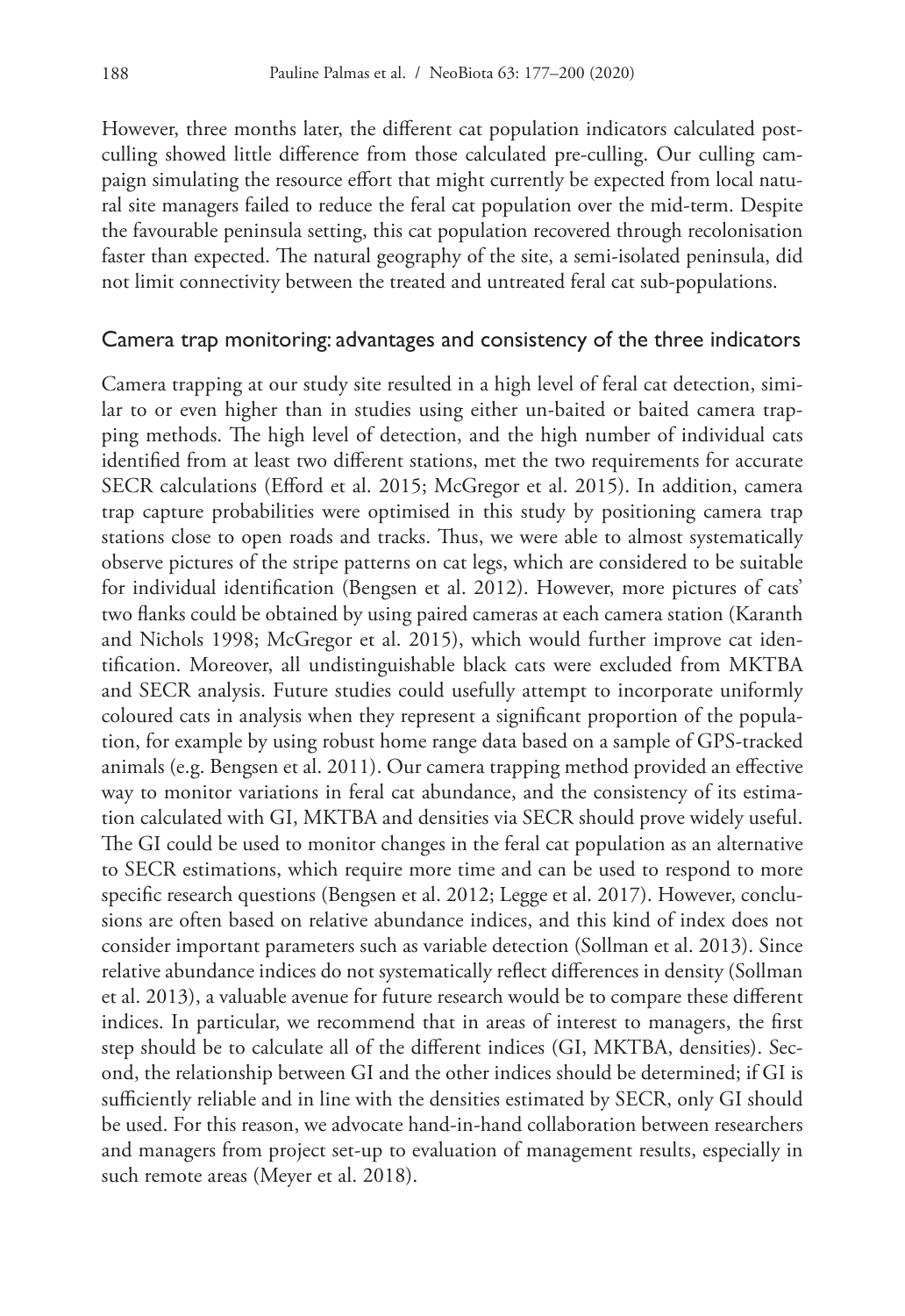However, three months later, the different cat population indicators calculated post-culling showed little difference from those calculated pre-culling. Our culling campaign simulating the resource effort that might currently be expected from local natural site managers failed to reduce the feral cat population over the mid-term. Despite the favourable peninsula setting, this cat population recovered through recolonisation faster than expected. The natural geography of the site, a semi-isolated peninsula, did not limit connectivity between the treated and untreated feral cat sub-populations.

## Camera trap monitoring: advantages and consistency of the three indicators

Camera trapping at our study site resulted in a high level of feral cat detection, similar to or even higher than in studies using either un-baited or baited camera trapping methods. The high level of detection, and the high number of individual cats identified from at least two different stations, met the two requirements for accurate SECR calculations (Efford et al. 2015; McGregor et al. 2015). In addition, camera trap capture probabilities were optimised in this study by positioning camera trap stations close to open roads and tracks. Thus, we were able to almost systematically observe pictures of the stripe patterns on cat legs, which are considered to be suitable for individual identification (Bengsen et al. 2012). However, more pictures of cats' two flanks could be obtained by using paired cameras at each camera station (Karanth and Nichols 1998; McGregor et al. 2015), which would further improve cat identification. Moreover, all undistinguishable black cats were excluded from MKTBA and SECR analysis. Future studies could usefully attempt to incorporate uniformly coloured cats in analysis when they represent a significant proportion of the population, for example by using robust home range data based on a sample of GPS-tracked animals (e.g. Bengsen et al. 2011). Our camera trapping method provided an effective way to monitor variations in feral cat abundance, and the consistency of its estimation calculated with GI, MKTBA and densities via SECR should prove widely useful. The GI could be used to monitor changes in the feral cat population as an alternative to SECR estimations, which require more time and can be used to respond to more specific research questions (Bengsen et al. 2012; Legge et al. 2017). However, conclusions are often based on relative abundance indices, and this kind of index does not consider important parameters such as variable detection (Sollman et al. 2013). Since relative abundance indices do not systematically reflect differences in density (Sollman et al. 2013), a valuable avenue for future research would be to compare these different indices. In particular, we recommend that in areas of interest to managers, the first step should be to calculate all of the different indices (GI, MKTBA, densities). Second, the relationship between GI and the other indices should be determined; if GI is sufficiently reliable and in line with the densities estimated by SECR, only GI should be used. For this reason, we advocate hand-in-hand collaboration between researchers and managers from project set-up to evaluation of management results, especially in such remote areas (Meyer et al. 2018).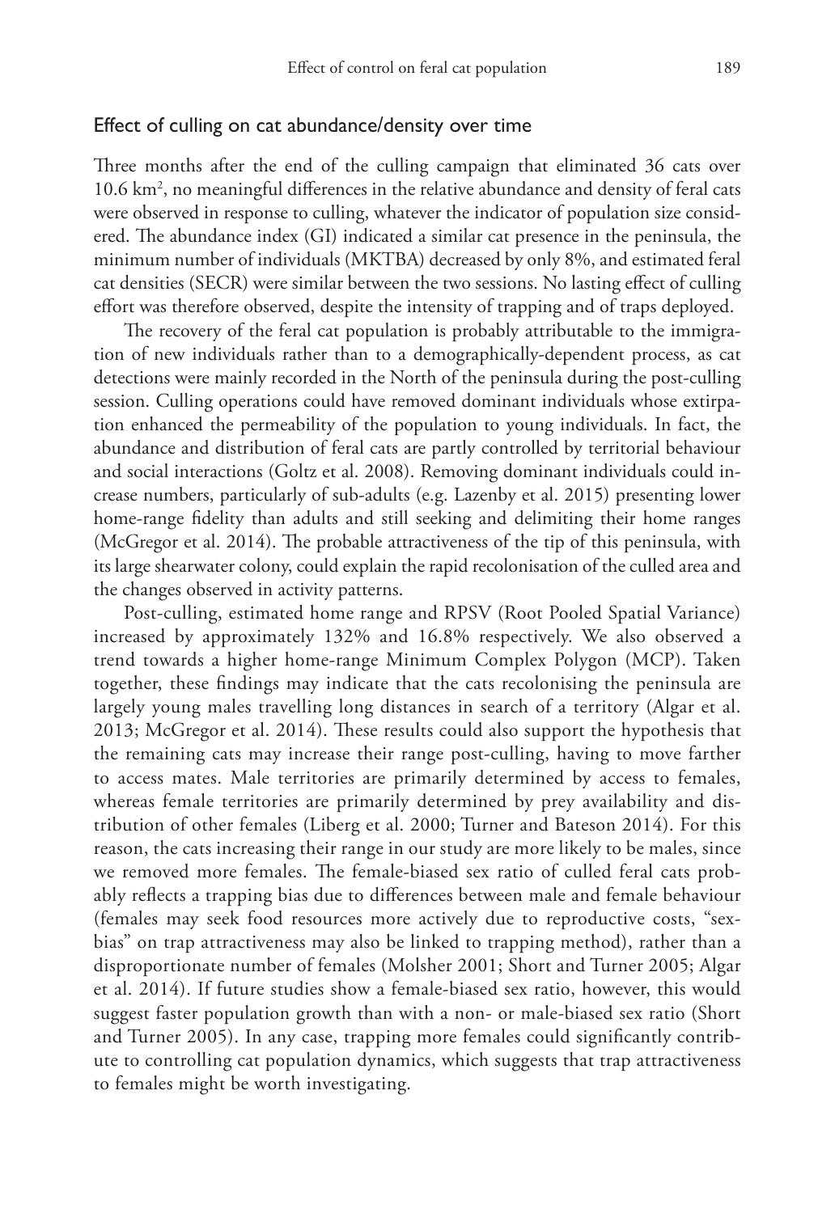## Effect of culling on cat abundance/density over time

Three months after the end of the culling campaign that eliminated 36 cats over 10.6 km$^2$, no meaningful differences in the relative abundance and density of feral cats were observed in response to culling, whatever the indicator of population size considered. The abundance index (GI) indicated a similar cat presence in the peninsula, the minimum number of individuals (MKTBA) decreased by only 8%, and estimated feral cat densities (SECR) were similar between the two sessions. No lasting effect of culling effort was therefore observed, despite the intensity of trapping and of traps deployed.

The recovery of the feral cat population is probably attributable to the immigration of new individuals rather than to a demographically-dependent process, as cat detections were mainly recorded in the North of the peninsula during the post-culling session. Culling operations could have removed dominant individuals whose extirpation enhanced the permeability of the population to young individuals. In fact, the abundance and distribution of feral cats are partly controlled by territorial behaviour and social interactions (Goltz et al. 2008). Removing dominant individuals could increase numbers, particularly of sub-adults (e.g. Lazenby et al. 2015) presenting lower home-range fidelity than adults and still seeking and delimiting their home ranges (McGregor et al. 2014). The probable attractiveness of the tip of this peninsula, with its large shearwater colony, could explain the rapid recolonisation of the culled area and the changes observed in activity patterns.

Post-culling, estimated home range and RPSV (Root Pooled Spatial Variance) increased by approximately 132% and 16.8% respectively. We also observed a trend towards a higher home-range Minimum Complex Polygon (MCP). Taken together, these findings may indicate that the cats recolonising the peninsula are largely young males travelling long distances in search of a territory (Algar et al. 2013; McGregor et al. 2014). These results could also support the hypothesis that the remaining cats may increase their range post-culling, having to move farther to access mates. Male territories are primarily determined by access to females, whereas female territories are primarily determined by prey availability and distribution of other females (Liberg et al. 2000; Turner and Bateson 2014). For this reason, the cats increasing their range in our study are more likely to be males, since we removed more females. The female-biased sex ratio of culled feral cats probably reflects a trapping bias due to differences between male and female behaviour (females may seek food resources more actively due to reproductive costs, "sex-bias" on trap attractiveness may also be linked to trapping method), rather than a disproportionate number of females (Molsher 2001; Short and Turner 2005; Algar et al. 2014). If future studies show a female-biased sex ratio, however, this would suggest faster population growth than with a non- or male-biased sex ratio (Short and Turner 2005). In any case, trapping more females could significantly contribute to controlling cat population dynamics, which suggests that trap attractiveness to females might be worth investigating.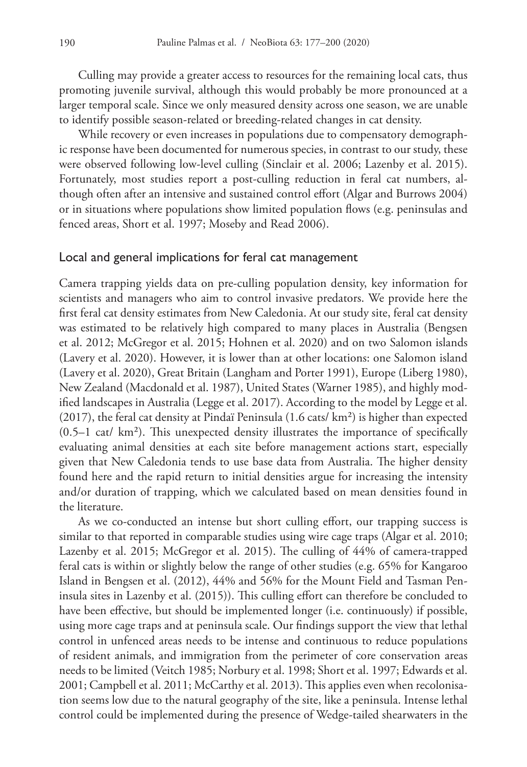Culling may provide a greater access to resources for the remaining local cats, thus promoting juvenile survival, although this would probably be more pronounced at a larger temporal scale. Since we only measured density across one season, we are unable to identify possible season-related or breeding-related changes in cat density.

While recovery or even increases in populations due to compensatory demographic response have been documented for numerous species, in contrast to our study, these were observed following low-level culling (Sinclair et al. 2006; Lazenby et al. 2015). Fortunately, most studies report a post-culling reduction in feral cat numbers, although often after an intensive and sustained control effort (Algar and Burrows 2004) or in situations where populations show limited population flows (e.g. peninsulas and fenced areas, Short et al. 1997; Moseby and Read 2006).

## Local and general implications for feral cat management

Camera trapping yields data on pre-culling population density, key information for scientists and managers who aim to control invasive predators. We provide here the first feral cat density estimates from New Caledonia. At our study site, feral cat density was estimated to be relatively high compared to many places in Australia (Bengsen et al. 2012; McGregor et al. 2015; Hohnen et al. 2020) and on two Salomon islands (Lavery et al. 2020). However, it is lower than at other locations: one Salomon island (Lavery et al. 2020), Great Britain (Langham and Porter 1991), Europe (Liberg 1980), New Zealand (Macdonald et al. 1987), United States (Warner 1985), and highly modified landscapes in Australia (Legge et al. 2017). According to the model by Legge et al. (2017), the feral cat density at Pindaï Peninsula (1.6 cats/ km²) is higher than expected (0.5–1 cat/ km²). This unexpected density illustrates the importance of specifically evaluating animal densities at each site before management actions start, especially given that New Caledonia tends to use base data from Australia. The higher density found here and the rapid return to initial densities argue for increasing the intensity and/or duration of trapping, which we calculated based on mean densities found in the literature.

As we co-conducted an intense but short culling effort, our trapping success is similar to that reported in comparable studies using wire cage traps (Algar et al. 2010; Lazenby et al. 2015; McGregor et al. 2015). The culling of 44% of camera-trapped feral cats is within or slightly below the range of other studies (e.g. 65% for Kangaroo Island in Bengsen et al. (2012), 44% and 56% for the Mount Field and Tasman Peninsula sites in Lazenby et al. (2015)). This culling effort can therefore be concluded to have been effective, but should be implemented longer (i.e. continuously) if possible, using more cage traps and at peninsula scale. Our findings support the view that lethal control in unfenced areas needs to be intense and continuous to reduce populations of resident animals, and immigration from the perimeter of core conservation areas needs to be limited (Veitch 1985; Norbury et al. 1998; Short et al. 1997; Edwards et al. 2001; Campbell et al. 2011; McCarthy et al. 2013). This applies even when recolonisation seems low due to the natural geography of the site, like a peninsula. Intense lethal control could be implemented during the presence of Wedge-tailed shearwaters in the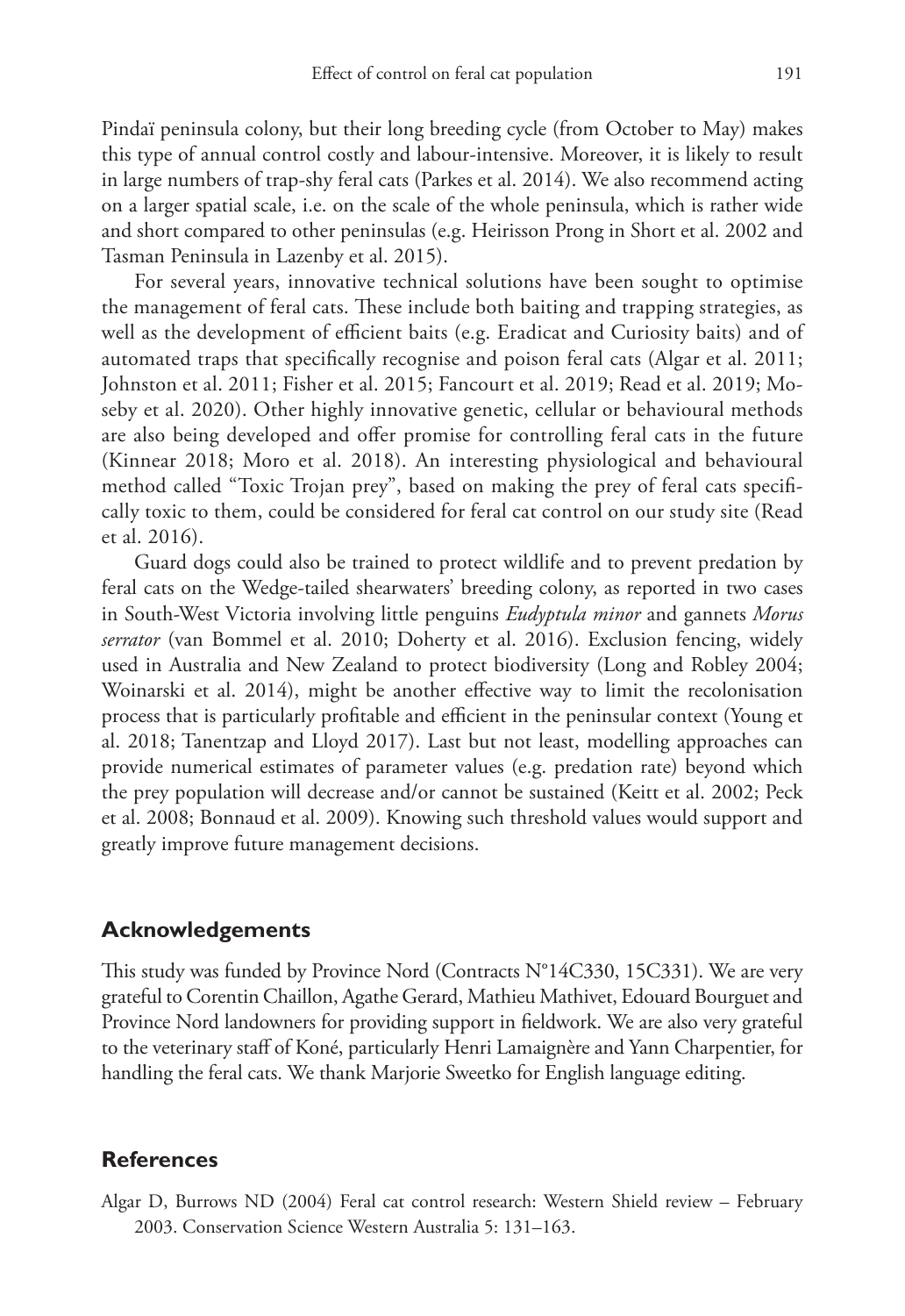Pindaï peninsula colony, but their long breeding cycle (from October to May) makes this type of annual control costly and labour-intensive. Moreover, it is likely to result in large numbers of trap-shy feral cats (Parkes et al. 2014). We also recommend acting on a larger spatial scale, i.e. on the scale of the whole peninsula, which is rather wide and short compared to other peninsulas (e.g. Heirisson Prong in Short et al. 2002 and Tasman Peninsula in Lazenby et al. 2015).

For several years, innovative technical solutions have been sought to optimise the management of feral cats. These include both baiting and trapping strategies, as well as the development of efficient baits (e.g. Eradicat and Curiosity baits) and of automated traps that specifically recognise and poison feral cats (Algar et al. 2011; Johnston et al. 2011; Fisher et al. 2015; Fancourt et al. 2019; Read et al. 2019; Moseby et al. 2020). Other highly innovative genetic, cellular or behavioural methods are also being developed and offer promise for controlling feral cats in the future (Kinnear 2018; Moro et al. 2018). An interesting physiological and behavioural method called "Toxic Trojan prey", based on making the prey of feral cats specifically toxic to them, could be considered for feral cat control on our study site (Read et al. 2016).

Guard dogs could also be trained to protect wildlife and to prevent predation by feral cats on the Wedge-tailed shearwaters' breeding colony, as reported in two cases in South-West Victoria involving little penguins *Eudyptula minor* and gannets *Morus serrator* (van Bommel et al. 2010; Doherty et al. 2016). Exclusion fencing, widely used in Australia and New Zealand to protect biodiversity (Long and Robley 2004; Woinarski et al. 2014), might be another effective way to limit the recolonisation process that is particularly profitable and efficient in the peninsular context (Young et al. 2018; Tanentzap and Lloyd 2017). Last but not least, modelling approaches can provide numerical estimates of parameter values (e.g. predation rate) beyond which the prey population will decrease and/or cannot be sustained (Keitt et al. 2002; Peck et al. 2008; Bonnaud et al. 2009). Knowing such threshold values would support and greatly improve future management decisions.

## Acknowledgements

This study was funded by Province Nord (Contracts N°14C330, 15C331). We are very grateful to Corentin Chaillon, Agathe Gerard, Mathieu Mathivet, Edouard Bourguet and Province Nord landowners for providing support in fieldwork. We are also very grateful to the veterinary staff of Koné, particularly Henri Lamaignère and Yann Charpentier, for handling the feral cats. We thank Marjorie Sweetko for English language editing.

## References

Algar D, Burrows ND (2004) Feral cat control research: Western Shield review – February 2003. Conservation Science Western Australia 5: 131–163.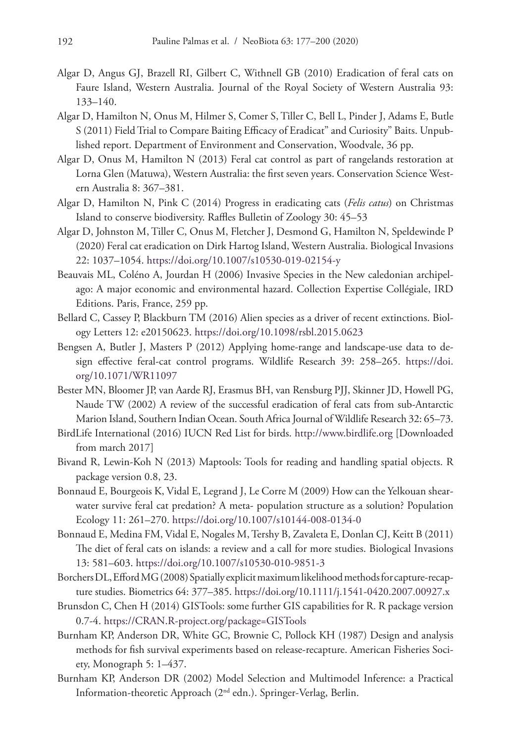Algar D, Angus GJ, Brazell RI, Gilbert C, Withnell GB (2010) Eradication of feral cats on Faure Island, Western Australia. Journal of the Royal Society of Western Australia 93: 133–140.

Algar D, Hamilton N, Onus M, Hilmer S, Comer S, Tiller C, Bell L, Pinder J, Adams E, Butle S (2011) Field Trial to Compare Baiting Efficacy of Eradicat" and Curiosity" Baits. Unpublished report. Department of Environment and Conservation, Woodvale, 36 pp.

Algar D, Onus M, Hamilton N (2013) Feral cat control as part of rangelands restoration at Lorna Glen (Matuwa), Western Australia: the first seven years. Conservation Science Western Australia 8: 367–381.

Algar D, Hamilton N, Pink C (2014) Progress in eradicating cats (*Felis catus*) on Christmas Island to conserve biodiversity. Raffles Bulletin of Zoology 30: 45–53

Algar D, Johnston M, Tiller C, Onus M, Fletcher J, Desmond G, Hamilton N, Speldewinde P (2020) Feral cat eradication on Dirk Hartog Island, Western Australia. Biological Invasions 22: 1037–1054. https://doi.org/10.1007/s10530-019-02154-y

Beauvais ML, Coléno A, Jourdan H (2006) Invasive Species in the New caledonian archipelago: A major economic and environmental hazard. Collection Expertise Collégiale, IRD Editions. Paris, France, 259 pp.

Bellard C, Cassey P, Blackburn TM (2016) Alien species as a driver of recent extinctions. Biology Letters 12: e20150623. https://doi.org/10.1098/rsbl.2015.0623

Bengsen A, Butler J, Masters P (2012) Applying home-range and landscape-use data to design effective feral-cat control programs. Wildlife Research 39: 258–265. https://doi.org/10.1071/WR11097

Bester MN, Bloomer JP, van Aarde RJ, Erasmus BH, van Rensburg PJJ, Skinner JD, Howell PG, Naude TW (2002) A review of the successful eradication of feral cats from sub-Antarctic Marion Island, Southern Indian Ocean. South Africa Journal of Wildlife Research 32: 65–73.

BirdLife International (2016) IUCN Red List for birds. http://www.birdlife.org [Downloaded from march 2017]

Bivand R, Lewin-Koh N (2013) Maptools: Tools for reading and handling spatial objects. R package version 0.8, 23.

Bonnaud E, Bourgeois K, Vidal E, Legrand J, Le Corre M (2009) How can the Yelkouan shearwater survive feral cat predation? A meta- population structure as a solution? Population Ecology 11: 261–270. https://doi.org/10.1007/s10144-008-0134-0

Bonnaud E, Medina FM, Vidal E, Nogales M, Tershy B, Zavaleta E, Donlan CJ, Keitt B (2011) The diet of feral cats on islands: a review and a call for more studies. Biological Invasions 13: 581–603. https://doi.org/10.1007/s10530-010-9851-3

Borchers DL, Efford MG (2008) Spatially explicit maximum likelihood methods for capture-recapture studies. Biometrics 64: 377–385. https://doi.org/10.1111/j.1541-0420.2007.00927.x

Brunsdon C, Chen H (2014) GISTools: some further GIS capabilities for R. R package version 0.7-4. https://CRAN.R-project.org/package=GISTools

Burnham KP, Anderson DR, White GC, Brownie C, Pollock KH (1987) Design and analysis methods for fish survival experiments based on release-recapture. American Fisheries Society, Monograph 5: 1–437.

Burnham KP, Anderson DR (2002) Model Selection and Multimodel Inference: a Practical Information-theoretic Approach (2nd edn.). Springer-Verlag, Berlin.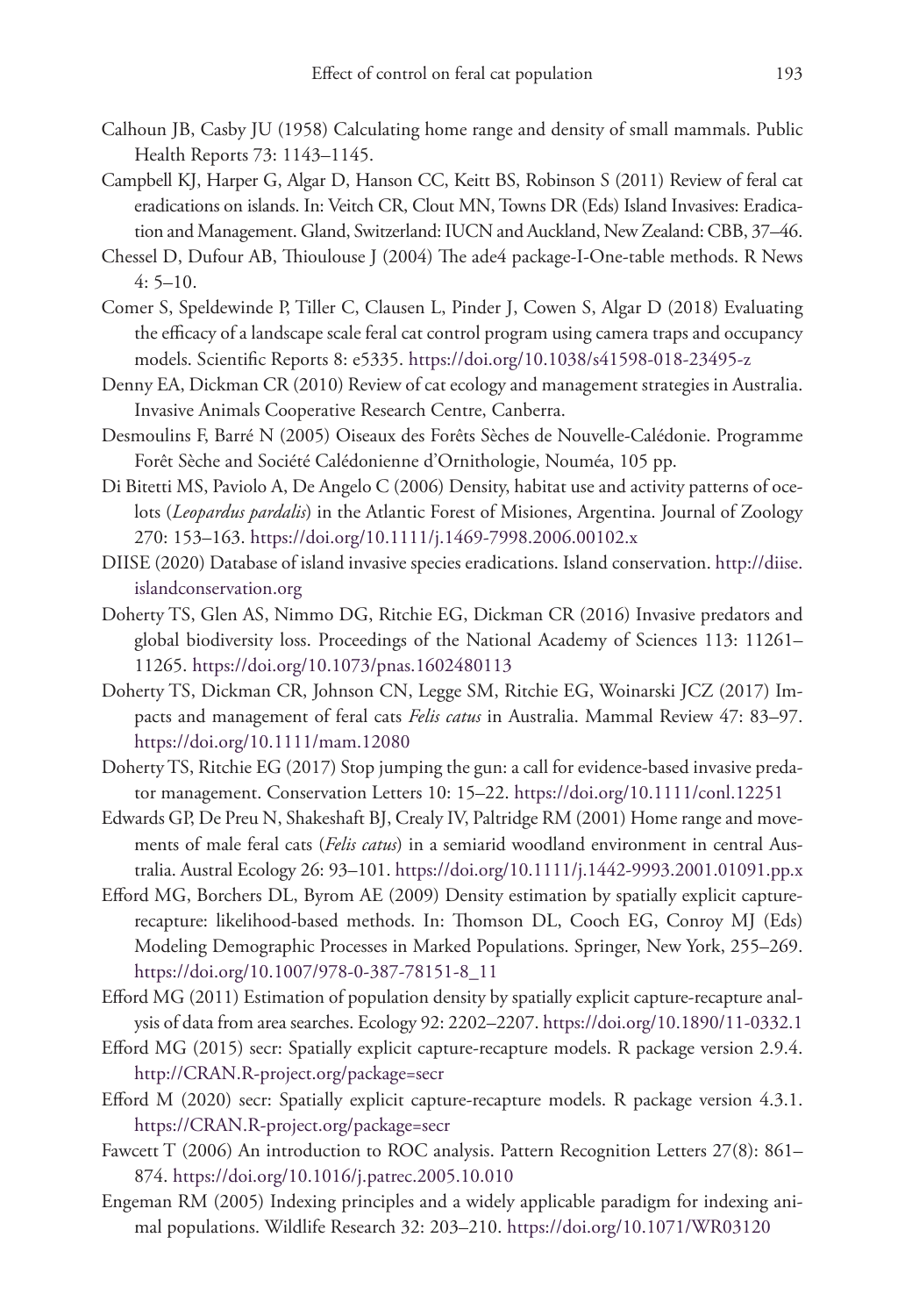Calhoun JB, Casby JU (1958) Calculating home range and density of small mammals. Public Health Reports 73: 1143–1145.

Campbell KJ, Harper G, Algar D, Hanson CC, Keitt BS, Robinson S (2011) Review of feral cat eradications on islands. In: Veitch CR, Clout MN, Towns DR (Eds) Island Invasives: Eradication and Management. Gland, Switzerland: IUCN and Auckland, New Zealand: CBB, 37–46.

Chessel D, Dufour AB, Thioulouse J (2004) The ade4 package-I-One-table methods. R News 4: 5–10.

Comer S, Speldewinde P, Tiller C, Clausen L, Pinder J, Cowen S, Algar D (2018) Evaluating the efficacy of a landscape scale feral cat control program using camera traps and occupancy models. Scientific Reports 8: e5335. https://doi.org/10.1038/s41598-018-23495-z

Denny EA, Dickman CR (2010) Review of cat ecology and management strategies in Australia. Invasive Animals Cooperative Research Centre, Canberra.

Desmoulins F, Barré N (2005) Oiseaux des Forêts Sèches de Nouvelle-Calédonie. Programme Forêt Sèche and Société Calédonienne d'Ornithologie, Nouméa, 105 pp.

Di Bitetti MS, Paviolo A, De Angelo C (2006) Density, habitat use and activity patterns of ocelots (*Leopardus pardalis*) in the Atlantic Forest of Misiones, Argentina. Journal of Zoology 270: 153–163. https://doi.org/10.1111/j.1469-7998.2006.00102.x

DIISE (2020) Database of island invasive species eradications. Island conservation. http://diise.islandconservation.org

Doherty TS, Glen AS, Nimmo DG, Ritchie EG, Dickman CR (2016) Invasive predators and global biodiversity loss. Proceedings of the National Academy of Sciences 113: 11261–11265. https://doi.org/10.1073/pnas.1602480113

Doherty TS, Dickman CR, Johnson CN, Legge SM, Ritchie EG, Woinarski JCZ (2017) Impacts and management of feral cats *Felis catus* in Australia. Mammal Review 47: 83–97. https://doi.org/10.1111/mam.12080

Doherty TS, Ritchie EG (2017) Stop jumping the gun: a call for evidence-based invasive predator management. Conservation Letters 10: 15–22. https://doi.org/10.1111/conl.12251

Edwards GP, De Preu N, Shakeshaft BJ, Crealy IV, Paltridge RM (2001) Home range and movements of male feral cats (*Felis catus*) in a semiarid woodland environment in central Australia. Austral Ecology 26: 93–101. https://doi.org/10.1111/j.1442-9993.2001.01091.pp.x

Efford MG, Borchers DL, Byrom AE (2009) Density estimation by spatially explicit capture-recapture: likelihood-based methods. In: Thomson DL, Cooch EG, Conroy MJ (Eds) Modeling Demographic Processes in Marked Populations. Springer, New York, 255–269. https://doi.org/10.1007/978-0-387-78151-8_11

Efford MG (2011) Estimation of population density by spatially explicit capture-recapture analysis of data from area searches. Ecology 92: 2202–2207. https://doi.org/10.1890/11-0332.1

Efford MG (2015) secr: Spatially explicit capture-recapture models. R package version 2.9.4. http://CRAN.R-project.org/package=secr

Efford M (2020) secr: Spatially explicit capture-recapture models. R package version 4.3.1. https://CRAN.R-project.org/package=secr

Fawcett T (2006) An introduction to ROC analysis. Pattern Recognition Letters 27(8): 861–874. https://doi.org/10.1016/j.patrec.2005.10.010

Engeman RM (2005) Indexing principles and a widely applicable paradigm for indexing animal populations. Wildlife Research 32: 203–210. https://doi.org/10.1071/WR03120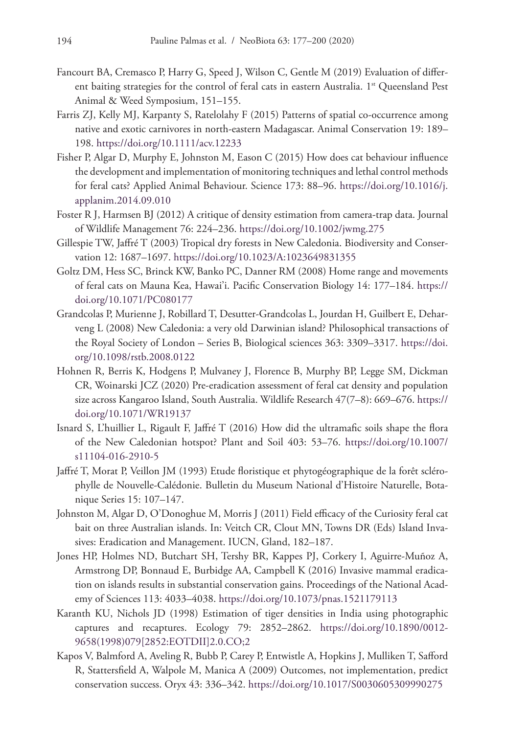Fancourt BA, Cremasco P, Harry G, Speed J, Wilson C, Gentle M (2019) Evaluation of different baiting strategies for the control of feral cats in eastern Australia. 1st Queensland Pest Animal & Weed Symposium, 151–155.

Farris ZJ, Kelly MJ, Karpanty S, Ratelolahy F (2015) Patterns of spatial co-occurrence among native and exotic carnivores in north-eastern Madagascar. Animal Conservation 19: 189–198. https://doi.org/10.1111/acv.12233

Fisher P, Algar D, Murphy E, Johnston M, Eason C (2015) How does cat behaviour influence the development and implementation of monitoring techniques and lethal control methods for feral cats? Applied Animal Behaviour. Science 173: 88–96. https://doi.org/10.1016/j.applanim.2014.09.010

Foster R J, Harmsen BJ (2012) A critique of density estimation from camera-trap data. Journal of Wildlife Management 76: 224–236. https://doi.org/10.1002/jwmg.275

Gillespie TW, Jaffré T (2003) Tropical dry forests in New Caledonia. Biodiversity and Conservation 12: 1687–1697. https://doi.org/10.1023/A:1023649831355

Goltz DM, Hess SC, Brinck KW, Banko PC, Danner RM (2008) Home range and movements of feral cats on Mauna Kea, Hawai'i. Pacific Conservation Biology 14: 177–184. https://doi.org/10.1071/PC080177

Grandcolas P, Murienne J, Robillard T, Desutter-Grandcolas L, Jourdan H, Guilbert E, Deharveng L (2008) New Caledonia: a very old Darwinian island? Philosophical transactions of the Royal Society of London – Series B, Biological sciences 363: 3309–3317. https://doi.org/10.1098/rstb.2008.0122

Hohnen R, Berris K, Hodgens P, Mulvaney J, Florence B, Murphy BP, Legge SM, Dickman CR, Woinarski JCZ (2020) Pre-eradication assessment of feral cat density and population size across Kangaroo Island, South Australia. Wildlife Research 47(7–8): 669–676. https://doi.org/10.1071/WR19137

Isnard S, L'huillier L, Rigault F, Jaffré T (2016) How did the ultramafic soils shape the flora of the New Caledonian hotspot? Plant and Soil 403: 53–76. https://doi.org/10.1007/s11104-016-2910-5

Jaffré T, Morat P, Veillon JM (1993) Etude floristique et phytogéographique de la forêt sclérophylle de Nouvelle-Calédonie. Bulletin du Museum National d'Histoire Naturelle, Botanique Series 15: 107–147.

Johnston M, Algar D, O'Donoghue M, Morris J (2011) Field efficacy of the Curiosity feral cat bait on three Australian islands. In: Veitch CR, Clout MN, Towns DR (Eds) Island Invasives: Eradication and Management. IUCN, Gland, 182–187.

Jones HP, Holmes ND, Butchart SH, Tershy BR, Kappes PJ, Corkery I, Aguirre-Muñoz A, Armstrong DP, Bonnaud E, Burbidge AA, Campbell K (2016) Invasive mammal eradication on islands results in substantial conservation gains. Proceedings of the National Academy of Sciences 113: 4033–4038. https://doi.org/10.1073/pnas.1521179113

Karanth KU, Nichols JD (1998) Estimation of tiger densities in India using photographic captures and recaptures. Ecology 79: 2852–2862. https://doi.org/10.1890/0012-9658(1998)079[2852:EOTDII]2.0.CO;2

Kapos V, Balmford A, Aveling R, Bubb P, Carey P, Entwistle A, Hopkins J, Mulliken T, Safford R, Stattersfield A, Walpole M, Manica A (2009) Outcomes, not implementation, predict conservation success. Oryx 43: 336–342. https://doi.org/10.1017/S0030605309990275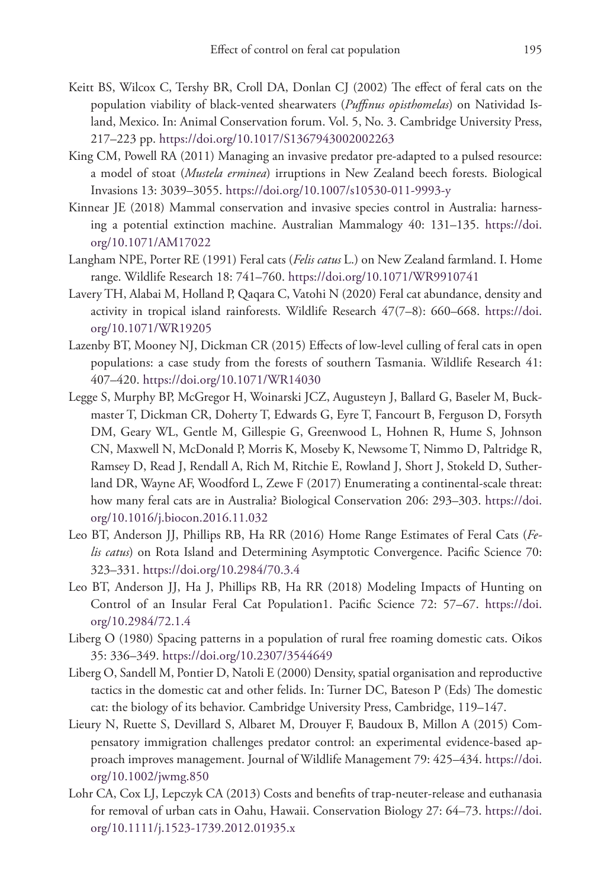Keitt BS, Wilcox C, Tershy BR, Croll DA, Donlan CJ (2002) The effect of feral cats on the population viability of black-vented shearwaters (*Puffinus opisthomelas*) on Natividad Island, Mexico. In: Animal Conservation forum. Vol. 5, No. 3. Cambridge University Press, 217–223 pp. https://doi.org/10.1017/S1367943002002263

King CM, Powell RA (2011) Managing an invasive predator pre-adapted to a pulsed resource: a model of stoat (*Mustela erminea*) irruptions in New Zealand beech forests. Biological Invasions 13: 3039–3055. https://doi.org/10.1007/s10530-011-9993-y

Kinnear JE (2018) Mammal conservation and invasive species control in Australia: harnessing a potential extinction machine. Australian Mammalogy 40: 131–135. https://doi.org/10.1071/AM17022

Langham NPE, Porter RE (1991) Feral cats (*Felis catus* L.) on New Zealand farmland. I. Home range. Wildlife Research 18: 741–760. https://doi.org/10.1071/WR9910741

Lavery TH, Alabai M, Holland P, Qaqara C, Vatohi N (2020) Feral cat abundance, density and activity in tropical island rainforests. Wildlife Research 47(7–8): 660–668. https://doi.org/10.1071/WR19205

Lazenby BT, Mooney NJ, Dickman CR (2015) Effects of low-level culling of feral cats in open populations: a case study from the forests of southern Tasmania. Wildlife Research 41: 407–420. https://doi.org/10.1071/WR14030

Legge S, Murphy BP, McGregor H, Woinarski JCZ, Augusteyn J, Ballard G, Baseler M, Buckmaster T, Dickman CR, Doherty T, Edwards G, Eyre T, Fancourt B, Ferguson D, Forsyth DM, Geary WL, Gentle M, Gillespie G, Greenwood L, Hohnen R, Hume S, Johnson CN, Maxwell N, McDonald P, Morris K, Moseby K, Newsome T, Nimmo D, Paltridge R, Ramsey D, Read J, Rendall A, Rich M, Ritchie E, Rowland J, Short J, Stokeld D, Sutherland DR, Wayne AF, Woodford L, Zewe F (2017) Enumerating a continental-scale threat: how many feral cats are in Australia? Biological Conservation 206: 293–303. https://doi.org/10.1016/j.biocon.2016.11.032

Leo BT, Anderson JJ, Phillips RB, Ha RR (2016) Home Range Estimates of Feral Cats (*Felis catus*) on Rota Island and Determining Asymptotic Convergence. Pacific Science 70: 323–331. https://doi.org/10.2984/70.3.4

Leo BT, Anderson JJ, Ha J, Phillips RB, Ha RR (2018) Modeling Impacts of Hunting on Control of an Insular Feral Cat Population1. Pacific Science 72: 57–67. https://doi.org/10.2984/72.1.4

Liberg O (1980) Spacing patterns in a population of rural free roaming domestic cats. Oikos 35: 336–349. https://doi.org/10.2307/3544649

Liberg O, Sandell M, Pontier D, Natoli E (2000) Density, spatial organisation and reproductive tactics in the domestic cat and other felids. In: Turner DC, Bateson P (Eds) The domestic cat: the biology of its behavior. Cambridge University Press, Cambridge, 119–147.

Lieury N, Ruette S, Devillard S, Albaret M, Drouyer F, Baudoux B, Millon A (2015) Compensatory immigration challenges predator control: an experimental evidence-based approach improves management. Journal of Wildlife Management 79: 425–434. https://doi.org/10.1002/jwmg.850

Lohr CA, Cox LJ, Lepczyk CA (2013) Costs and benefits of trap-neuter-release and euthanasia for removal of urban cats in Oahu, Hawaii. Conservation Biology 27: 64–73. https://doi.org/10.1111/j.1523-1739.2012.01935.x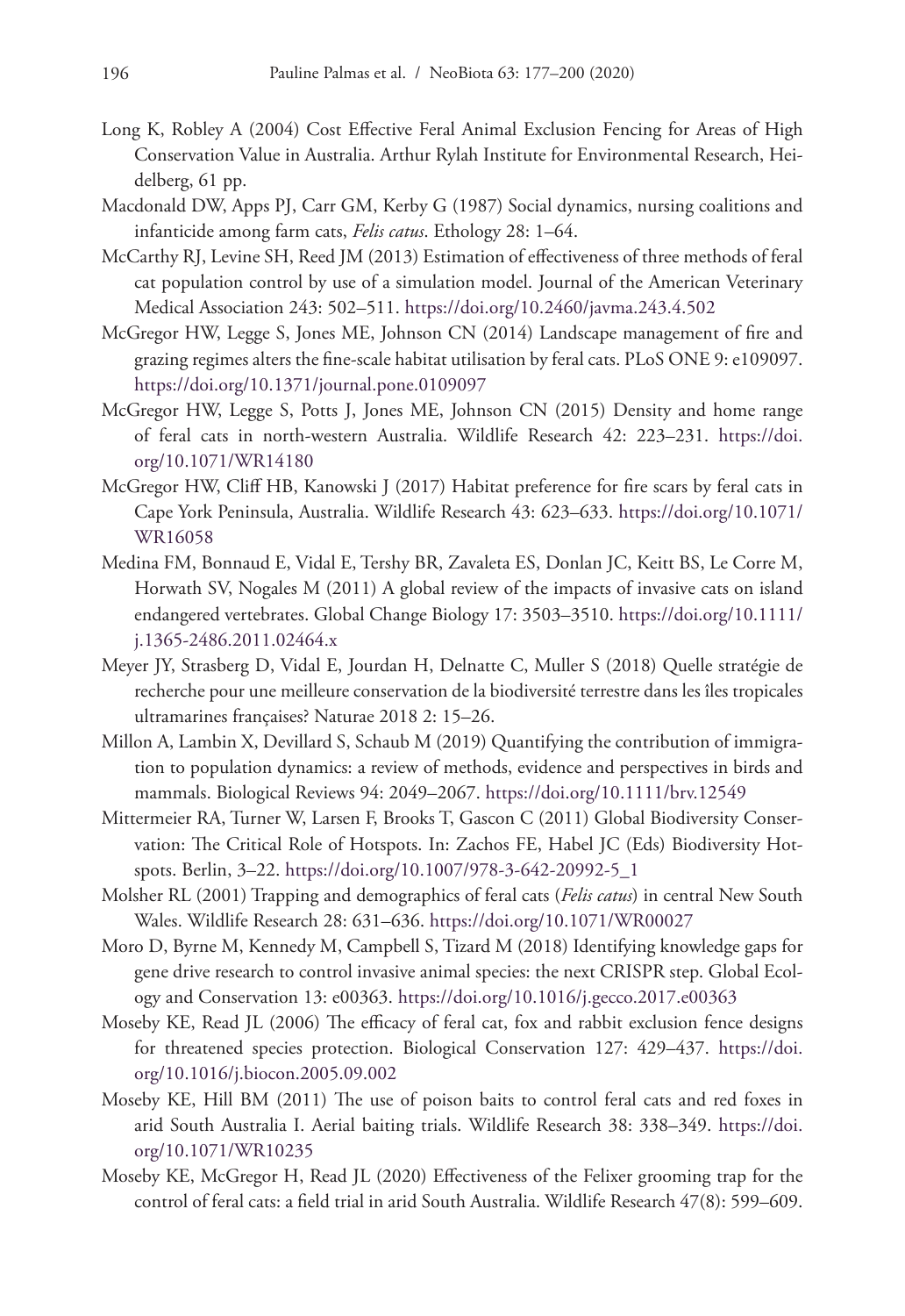Long K, Robley A (2004) Cost Effective Feral Animal Exclusion Fencing for Areas of High Conservation Value in Australia. Arthur Rylah Institute for Environmental Research, Heidelberg, 61 pp.

Macdonald DW, Apps PJ, Carr GM, Kerby G (1987) Social dynamics, nursing coalitions and infanticide among farm cats, *Felis catus*. Ethology 28: 1–64.

McCarthy RJ, Levine SH, Reed JM (2013) Estimation of effectiveness of three methods of feral cat population control by use of a simulation model. Journal of the American Veterinary Medical Association 243: 502–511. https://doi.org/10.2460/javma.243.4.502

McGregor HW, Legge S, Jones ME, Johnson CN (2014) Landscape management of fire and grazing regimes alters the fine-scale habitat utilisation by feral cats. PLoS ONE 9: e109097. https://doi.org/10.1371/journal.pone.0109097

McGregor HW, Legge S, Potts J, Jones ME, Johnson CN (2015) Density and home range of feral cats in north-western Australia. Wildlife Research 42: 223–231. https://doi.org/10.1071/WR14180

McGregor HW, Cliff HB, Kanowski J (2017) Habitat preference for fire scars by feral cats in Cape York Peninsula, Australia. Wildlife Research 43: 623–633. https://doi.org/10.1071/WR16058

Medina FM, Bonnaud E, Vidal E, Tershy BR, Zavaleta ES, Donlan JC, Keitt BS, Le Corre M, Horwath SV, Nogales M (2011) A global review of the impacts of invasive cats on island endangered vertebrates. Global Change Biology 17: 3503–3510. https://doi.org/10.1111/j.1365-2486.2011.02464.x

Meyer JY, Strasberg D, Vidal E, Jourdan H, Delnatte C, Muller S (2018) Quelle stratégie de recherche pour une meilleure conservation de la biodiversité terrestre dans les îles tropicales ultramarines françaises? Naturae 2018 2: 15–26.

Millon A, Lambin X, Devillard S, Schaub M (2019) Quantifying the contribution of immigration to population dynamics: a review of methods, evidence and perspectives in birds and mammals. Biological Reviews 94: 2049–2067. https://doi.org/10.1111/brv.12549

Mittermeier RA, Turner W, Larsen F, Brooks T, Gascon C (2011) Global Biodiversity Conservation: The Critical Role of Hotspots. In: Zachos FE, Habel JC (Eds) Biodiversity Hotspots. Berlin, 3–22. https://doi.org/10.1007/978-3-642-20992-5_1

Molsher RL (2001) Trapping and demographics of feral cats (*Felis catus*) in central New South Wales. Wildlife Research 28: 631–636. https://doi.org/10.1071/WR00027

Moro D, Byrne M, Kennedy M, Campbell S, Tizard M (2018) Identifying knowledge gaps for gene drive research to control invasive animal species: the next CRISPR step. Global Ecology and Conservation 13: e00363. https://doi.org/10.1016/j.gecco.2017.e00363

Moseby KE, Read JL (2006) The efficacy of feral cat, fox and rabbit exclusion fence designs for threatened species protection. Biological Conservation 127: 429–437. https://doi.org/10.1016/j.biocon.2005.09.002

Moseby KE, Hill BM (2011) The use of poison baits to control feral cats and red foxes in arid South Australia I. Aerial baiting trials. Wildlife Research 38: 338–349. https://doi.org/10.1071/WR10235

Moseby KE, McGregor H, Read JL (2020) Effectiveness of the Felixer grooming trap for the control of feral cats: a field trial in arid South Australia. Wildlife Research 47(8): 599–609.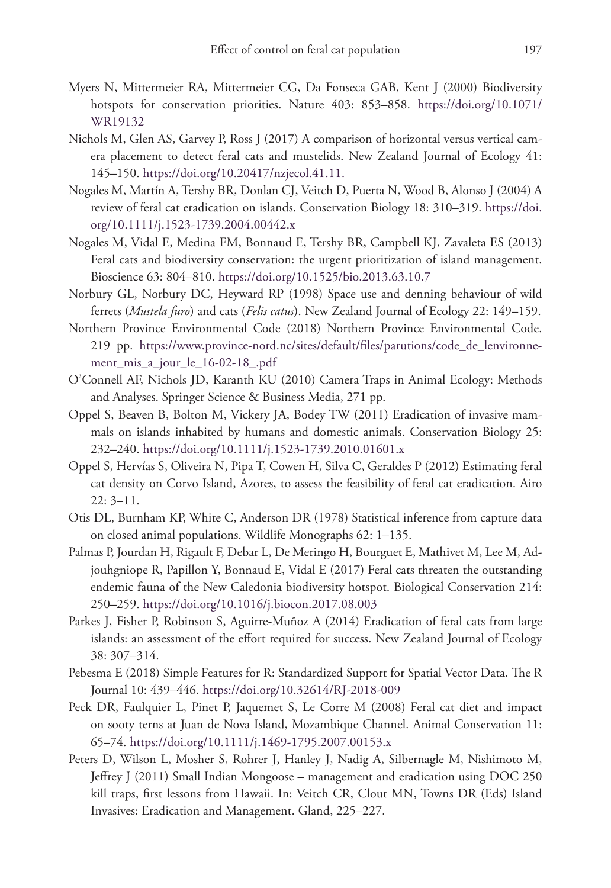Myers N, Mittermeier RA, Mittermeier CG, Da Fonseca GAB, Kent J (2000) Biodiversity hotspots for conservation priorities. Nature 403: 853–858. https://doi.org/10.1071/WR19132

Nichols M, Glen AS, Garvey P, Ross J (2017) A comparison of horizontal versus vertical camera placement to detect feral cats and mustelids. New Zealand Journal of Ecology 41: 145–150. https://doi.org/10.20417/nzjecol.41.11.

Nogales M, Martín A, Tershy BR, Donlan CJ, Veitch D, Puerta N, Wood B, Alonso J (2004) A review of feral cat eradication on islands. Conservation Biology 18: 310–319. https://doi.org/10.1111/j.1523-1739.2004.00442.x

Nogales M, Vidal E, Medina FM, Bonnaud E, Tershy BR, Campbell KJ, Zavaleta ES (2013) Feral cats and biodiversity conservation: the urgent prioritization of island management. Bioscience 63: 804–810. https://doi.org/10.1525/bio.2013.63.10.7

Norbury GL, Norbury DC, Heyward RP (1998) Space use and denning behaviour of wild ferrets (*Mustela furo*) and cats (*Felis catus*). New Zealand Journal of Ecology 22: 149–159.

Northern Province Environmental Code (2018) Northern Province Environmental Code. 219 pp. https://www.province-nord.nc/sites/default/files/parutions/code_de_lenvironnement_mis_a_jour_le_16-02-18_.pdf

O'Connell AF, Nichols JD, Karanth KU (2010) Camera Traps in Animal Ecology: Methods and Analyses. Springer Science & Business Media, 271 pp.

Oppel S, Beaven B, Bolton M, Vickery JA, Bodey TW (2011) Eradication of invasive mammals on islands inhabited by humans and domestic animals. Conservation Biology 25: 232–240. https://doi.org/10.1111/j.1523-1739.2010.01601.x

Oppel S, Hervías S, Oliveira N, Pipa T, Cowen H, Silva C, Geraldes P (2012) Estimating feral cat density on Corvo Island, Azores, to assess the feasibility of feral cat eradication. Airo 22: 3–11.

Otis DL, Burnham KP, White C, Anderson DR (1978) Statistical inference from capture data on closed animal populations. Wildlife Monographs 62: 1–135.

Palmas P, Jourdan H, Rigault F, Debar L, De Meringo H, Bourguet E, Mathivet M, Lee M, Adjouhgniope R, Papillon Y, Bonnaud E, Vidal E (2017) Feral cats threaten the outstanding endemic fauna of the New Caledonia biodiversity hotspot. Biological Conservation 214: 250–259. https://doi.org/10.1016/j.biocon.2017.08.003

Parkes J, Fisher P, Robinson S, Aguirre-Muñoz A (2014) Eradication of feral cats from large islands: an assessment of the effort required for success. New Zealand Journal of Ecology 38: 307–314.

Pebesma E (2018) Simple Features for R: Standardized Support for Spatial Vector Data. The R Journal 10: 439–446. https://doi.org/10.32614/RJ-2018-009

Peck DR, Faulquier L, Pinet P, Jaquemet S, Le Corre M (2008) Feral cat diet and impact on sooty terns at Juan de Nova Island, Mozambique Channel. Animal Conservation 11: 65–74. https://doi.org/10.1111/j.1469-1795.2007.00153.x

Peters D, Wilson L, Mosher S, Rohrer J, Hanley J, Nadig A, Silbernagle M, Nishimoto M, Jeffrey J (2011) Small Indian Mongoose – management and eradication using DOC 250 kill traps, first lessons from Hawaii. In: Veitch CR, Clout MN, Towns DR (Eds) Island Invasives: Eradication and Management. Gland, 225–227.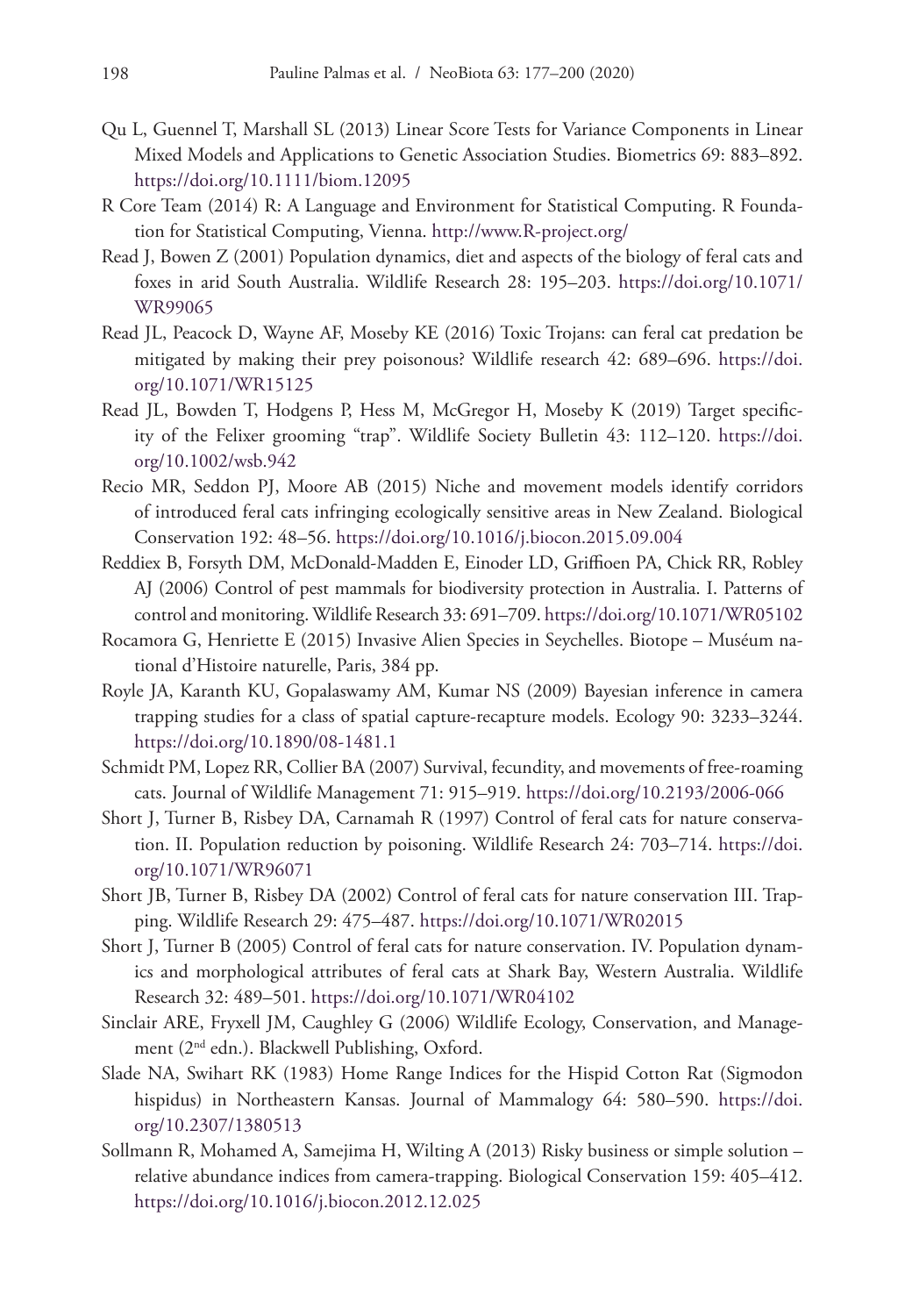Qu L, Guennel T, Marshall SL (2013) Linear Score Tests for Variance Components in Linear Mixed Models and Applications to Genetic Association Studies. Biometrics 69: 883–892. https://doi.org/10.1111/biom.12095

R Core Team (2014) R: A Language and Environment for Statistical Computing. R Foundation for Statistical Computing, Vienna. http://www.R-project.org/

Read J, Bowen Z (2001) Population dynamics, diet and aspects of the biology of feral cats and foxes in arid South Australia. Wildlife Research 28: 195–203. https://doi.org/10.1071/WR99065

Read JL, Peacock D, Wayne AF, Moseby KE (2016) Toxic Trojans: can feral cat predation be mitigated by making their prey poisonous? Wildlife research 42: 689–696. https://doi.org/10.1071/WR15125

Read JL, Bowden T, Hodgens P, Hess M, McGregor H, Moseby K (2019) Target specificity of the Felixer grooming "trap". Wildlife Society Bulletin 43: 112–120. https://doi.org/10.1002/wsb.942

Recio MR, Seddon PJ, Moore AB (2015) Niche and movement models identify corridors of introduced feral cats infringing ecologically sensitive areas in New Zealand. Biological Conservation 192: 48–56. https://doi.org/10.1016/j.biocon.2015.09.004

Reddiex B, Forsyth DM, McDonald-Madden E, Einoder LD, Griffioen PA, Chick RR, Robley AJ (2006) Control of pest mammals for biodiversity protection in Australia. I. Patterns of control and monitoring. Wildlife Research 33: 691–709. https://doi.org/10.1071/WR05102

Rocamora G, Henriette E (2015) Invasive Alien Species in Seychelles. Biotope – Muséum national d'Histoire naturelle, Paris, 384 pp.

Royle JA, Karanth KU, Gopalaswamy AM, Kumar NS (2009) Bayesian inference in camera trapping studies for a class of spatial capture-recapture models. Ecology 90: 3233–3244. https://doi.org/10.1890/08-1481.1

Schmidt PM, Lopez RR, Collier BA (2007) Survival, fecundity, and movements of free-roaming cats. Journal of Wildlife Management 71: 915–919. https://doi.org/10.2193/2006-066

Short J, Turner B, Risbey DA, Carnamah R (1997) Control of feral cats for nature conservation. II. Population reduction by poisoning. Wildlife Research 24: 703–714. https://doi.org/10.1071/WR96071

Short JB, Turner B, Risbey DA (2002) Control of feral cats for nature conservation III. Trapping. Wildlife Research 29: 475–487. https://doi.org/10.1071/WR02015

Short J, Turner B (2005) Control of feral cats for nature conservation. IV. Population dynamics and morphological attributes of feral cats at Shark Bay, Western Australia. Wildlife Research 32: 489–501. https://doi.org/10.1071/WR04102

Sinclair ARE, Fryxell JM, Caughley G (2006) Wildlife Ecology, Conservation, and Management (2nd edn.). Blackwell Publishing, Oxford.

Slade NA, Swihart RK (1983) Home Range Indices for the Hispid Cotton Rat (Sigmodon hispidus) in Northeastern Kansas. Journal of Mammalogy 64: 580–590. https://doi.org/10.2307/1380513

Sollmann R, Mohamed A, Samejima H, Wilting A (2013) Risky business or simple solution – relative abundance indices from camera-trapping. Biological Conservation 159: 405–412. https://doi.org/10.1016/j.biocon.2012.12.025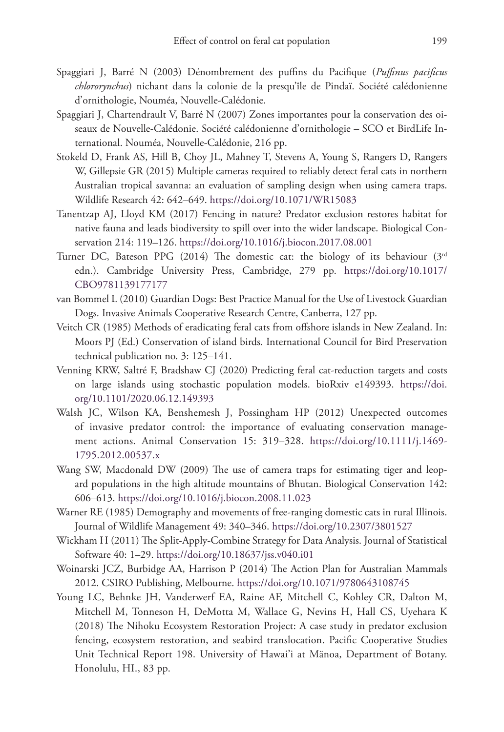Spaggiari J, Barré N (2003) Dénombrement des puffins du Pacifique (*Puffinus pacificus chlororynchus*) nichant dans la colonie de la presqu'île de Pindaï. Société calédonienne d'ornithologie, Nouméa, Nouvelle-Calédonie.

Spaggiari J, Chartendrault V, Barré N (2007) Zones importantes pour la conservation des oiseaux de Nouvelle-Calédonie. Société calédonienne d'ornithologie – SCO et BirdLife International. Nouméa, Nouvelle-Calédonie, 216 pp.

Stokeld D, Frank AS, Hill B, Choy JL, Mahney T, Stevens A, Young S, Rangers D, Rangers W, Gillepsie GR (2015) Multiple cameras required to reliably detect feral cats in northern Australian tropical savanna: an evaluation of sampling design when using camera traps. Wildlife Research 42: 642–649. https://doi.org/10.1071/WR15083

Tanentzap AJ, Lloyd KM (2017) Fencing in nature? Predator exclusion restores habitat for native fauna and leads biodiversity to spill over into the wider landscape. Biological Conservation 214: 119–126. https://doi.org/10.1016/j.biocon.2017.08.001

Turner DC, Bateson PPG (2014) The domestic cat: the biology of its behaviour (3rd edn.). Cambridge University Press, Cambridge, 279 pp. https://doi.org/10.1017/CBO9781139177177

van Bommel L (2010) Guardian Dogs: Best Practice Manual for the Use of Livestock Guardian Dogs. Invasive Animals Cooperative Research Centre, Canberra, 127 pp.

Veitch CR (1985) Methods of eradicating feral cats from offshore islands in New Zealand. In: Moors PJ (Ed.) Conservation of island birds. International Council for Bird Preservation technical publication no. 3: 125–141.

Venning KRW, Saltré F, Bradshaw CJ (2020) Predicting feral cat-reduction targets and costs on large islands using stochastic population models. bioRxiv e149393. https://doi.org/10.1101/2020.06.12.149393

Walsh JC, Wilson KA, Benshemesh J, Possingham HP (2012) Unexpected outcomes of invasive predator control: the importance of evaluating conservation management actions. Animal Conservation 15: 319–328. https://doi.org/10.1111/j.1469-1795.2012.00537.x

Wang SW, Macdonald DW (2009) The use of camera traps for estimating tiger and leopard populations in the high altitude mountains of Bhutan. Biological Conservation 142: 606–613. https://doi.org/10.1016/j.biocon.2008.11.023

Warner RE (1985) Demography and movements of free-ranging domestic cats in rural Illinois. Journal of Wildlife Management 49: 340–346. https://doi.org/10.2307/3801527

Wickham H (2011) The Split-Apply-Combine Strategy for Data Analysis. Journal of Statistical Software 40: 1–29. https://doi.org/10.18637/jss.v040.i01

Woinarski JCZ, Burbidge AA, Harrison P (2014) The Action Plan for Australian Mammals 2012. CSIRO Publishing, Melbourne. https://doi.org/10.1071/9780643108745

Young LC, Behnke JH, Vanderwerf EA, Raine AF, Mitchell C, Kohley CR, Dalton M, Mitchell M, Tonneson H, DeMotta M, Wallace G, Nevins H, Hall CS, Uyehara K (2018) The Nihoku Ecosystem Restoration Project: A case study in predator exclusion fencing, ecosystem restoration, and seabird translocation. Pacific Cooperative Studies Unit Technical Report 198. University of Hawai'i at Mänoa, Department of Botany. Honolulu, HI., 83 pp.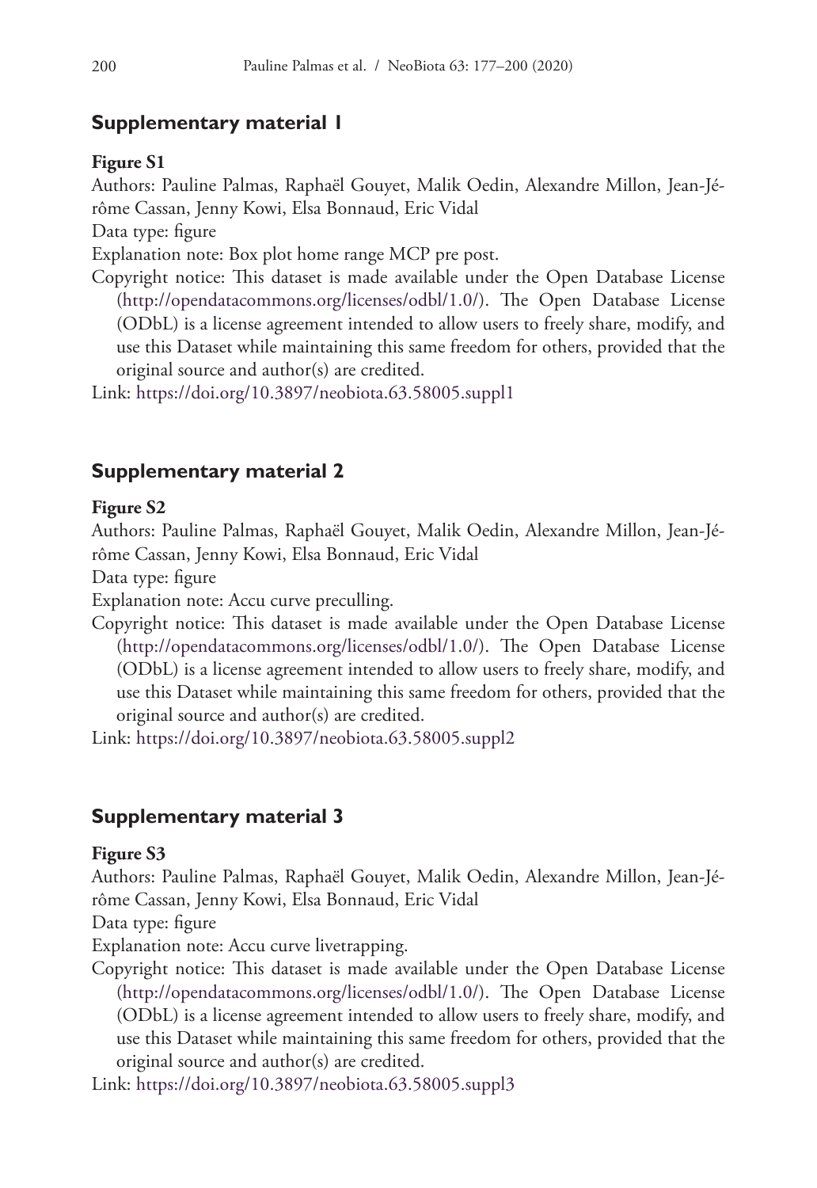## Supplementary material 1

**Figure S1**

Authors: Pauline Palmas, Raphaël Gouyet, Malik Oedin, Alexandre Millon, Jean-Jérôme Cassan, Jenny Kowi, Elsa Bonnaud, Eric Vidal

Data type: figure

Explanation note: Box plot home range MCP pre post.

Copyright notice: This dataset is made available under the Open Database License (http://opendatacommons.org/licenses/odbl/1.0/). The Open Database License (ODbL) is a license agreement intended to allow users to freely share, modify, and use this Dataset while maintaining this same freedom for others, provided that the original source and author(s) are credited.

Link: https://doi.org/10.3897/neobiota.63.58005.suppl1

## Supplementary material 2

**Figure S2**

Authors: Pauline Palmas, Raphaël Gouyet, Malik Oedin, Alexandre Millon, Jean-Jérôme Cassan, Jenny Kowi, Elsa Bonnaud, Eric Vidal

Data type: figure

Explanation note: Accu curve preculling.

Copyright notice: This dataset is made available under the Open Database License (http://opendatacommons.org/licenses/odbl/1.0/). The Open Database License (ODbL) is a license agreement intended to allow users to freely share, modify, and use this Dataset while maintaining this same freedom for others, provided that the original source and author(s) are credited.

Link: https://doi.org/10.3897/neobiota.63.58005.suppl2

## Supplementary material 3

**Figure S3**

Authors: Pauline Palmas, Raphaël Gouyet, Malik Oedin, Alexandre Millon, Jean-Jérôme Cassan, Jenny Kowi, Elsa Bonnaud, Eric Vidal

Data type: figure

Explanation note: Accu curve livetrapping.

Copyright notice: This dataset is made available under the Open Database License (http://opendatacommons.org/licenses/odbl/1.0/). The Open Database License (ODbL) is a license agreement intended to allow users to freely share, modify, and use this Dataset while maintaining this same freedom for others, provided that the original source and author(s) are credited.

Link: https://doi.org/10.3897/neobiota.63.58005.suppl3